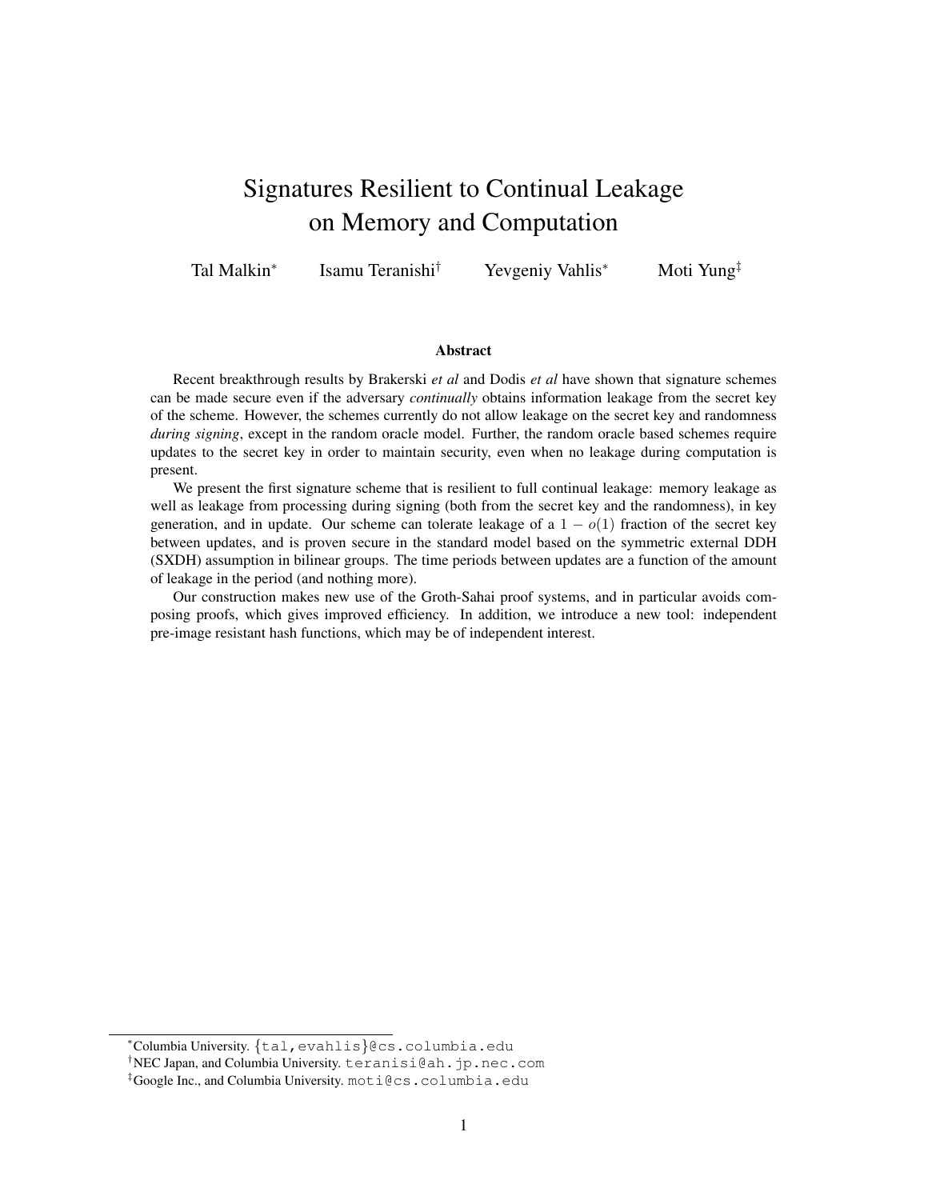# Signatures Resilient to Continual Leakage on Memory and Computation

Tal Malkin[*] Isamu Teranishi[†] Yevgeniy Vahlis[*] Moti Yung[‡]

## Abstract

Recent breakthrough results by Brakerski *et al* and Dodis *et al* have shown that signature schemes can be made secure even if the adversary *continually* obtains information leakage from the secret key of the scheme. However, the schemes currently do not allow leakage on the secret key and randomness *during signing*, except in the random oracle model. Further, the random oracle based schemes require updates to the secret key in order to maintain security, even when no leakage during computation is present.

We present the first signature scheme that is resilient to full continual leakage: memory leakage as well as leakage from processing during signing (both from the secret key and the randomness), in key generation, and in update. Our scheme can tolerate leakage of a $1 - o(1)$ fraction of the secret key between updates, and is proven secure in the standard model based on the symmetric external DDH (SXDH) assumption in bilinear groups. The time periods between updates are a function of the amount of leakage in the period (and nothing more).

Our construction makes new use of the Groth-Sahai proof systems, and in particular avoids composing proofs, which gives improved efficiency. In addition, we introduce a new tool: independent pre-image resistant hash functions, which may be of independent interest.

---

[*] Columbia University. {tal,evahlis}@cs.columbia.edu

[†] NEC Japan, and Columbia University. teranisi@ah.jp.nec.com

[‡] Google Inc., and Columbia University. moti@cs.columbia.edu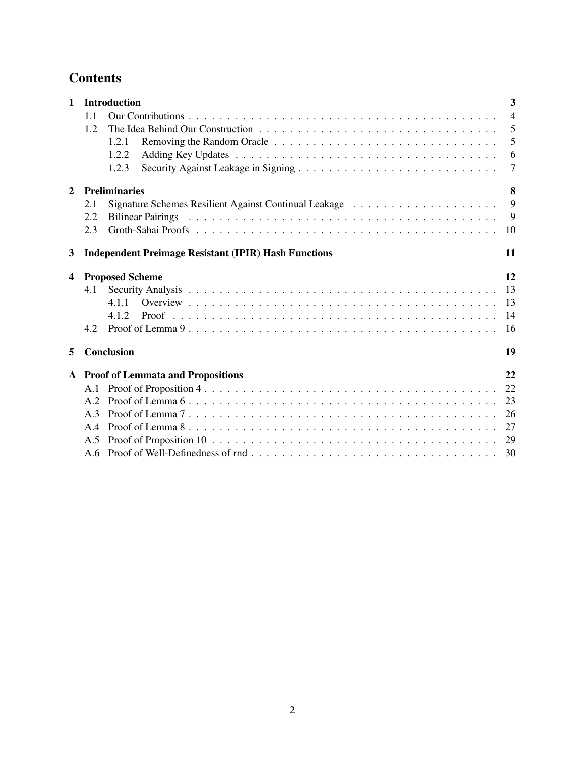# Contents

**1 Introduction** — 3
- 1.1 Our Contributions — 4
- 1.2 The Idea Behind Our Construction — 5
  - 1.2.1 Removing the Random Oracle — 5
  - 1.2.2 Adding Key Updates — 6
  - 1.2.3 Security Against Leakage in Signing — 7

**2 Preliminaries** — 8
- 2.1 Signature Schemes Resilient Against Continual Leakage — 9
- 2.2 Bilinear Pairings — 9
- 2.3 Groth-Sahai Proofs — 10

**3 Independent Preimage Resistant (IPIR) Hash Functions** — 11

**4 Proposed Scheme** — 12
- 4.1 Security Analysis — 13
  - 4.1.1 Overview — 13
  - 4.1.2 Proof — 14
- 4.2 Proof of Lemma 9 — 16

**5 Conclusion** — 19

**A Proof of Lemmata and Propositions** — 22
- A.1 Proof of Proposition 4 — 22
- A.2 Proof of Lemma 6 — 23
- A.3 Proof of Lemma 7 — 26
- A.4 Proof of Lemma 8 — 27
- A.5 Proof of Proposition 10 — 29
- A.6 Proof of Well-Definedness of rnd — 30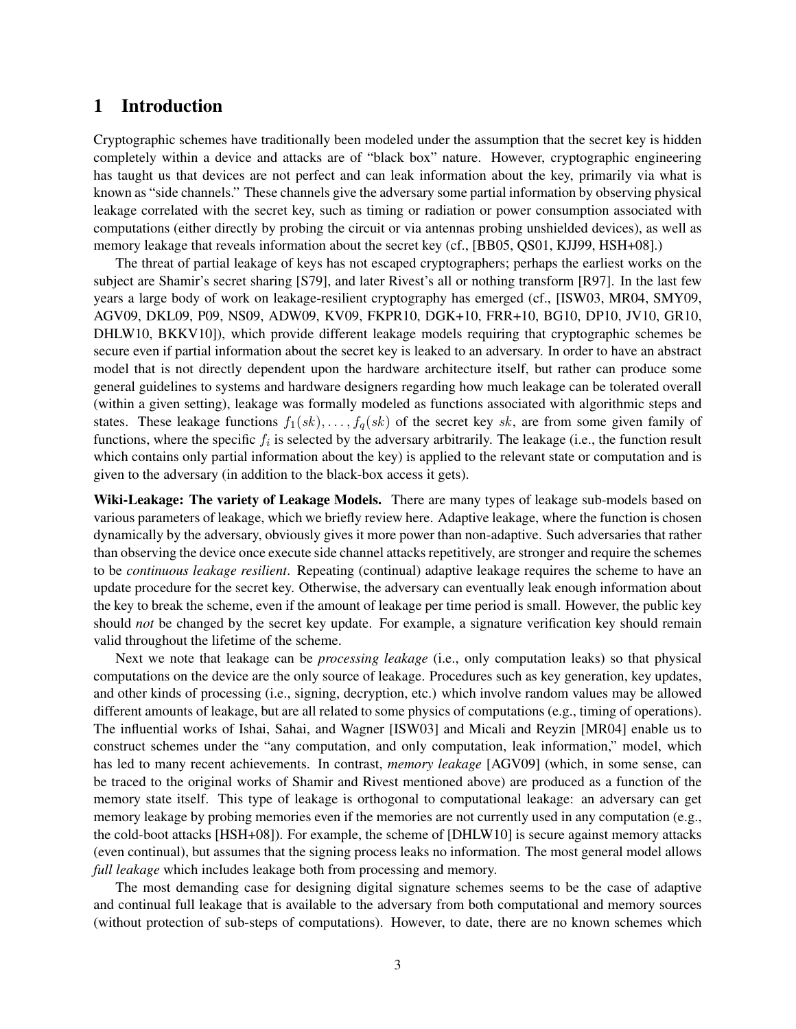# 1 Introduction

Cryptographic schemes have traditionally been modeled under the assumption that the secret key is hidden completely within a device and attacks are of "black box" nature. However, cryptographic engineering has taught us that devices are not perfect and can leak information about the key, primarily via what is known as "side channels." These channels give the adversary some partial information by observing physical leakage correlated with the secret key, such as timing or radiation or power consumption associated with computations (either directly by probing the circuit or via antennas probing unshielded devices), as well as memory leakage that reveals information about the secret key (cf., [BB05, QS01, KJJ99, HSH+08].)

The threat of partial leakage of keys has not escaped cryptographers; perhaps the earliest works on the subject are Shamir's secret sharing [S79], and later Rivest's all or nothing transform [R97]. In the last few years a large body of work on leakage-resilient cryptography has emerged (cf., [ISW03, MR04, SMY09, AGV09, DKL09, P09, NS09, ADW09, KV09, FKPR10, DGK+10, FRR+10, BG10, DP10, JV10, GR10, DHLW10, BKKV10]), which provide different leakage models requiring that cryptographic schemes be secure even if partial information about the secret key is leaked to an adversary. In order to have an abstract model that is not directly dependent upon the hardware architecture itself, but rather can produce some general guidelines to systems and hardware designers regarding how much leakage can be tolerated overall (within a given setting), leakage was formally modeled as functions associated with algorithmic steps and states. These leakage functions $f_1(sk), \ldots, f_q(sk)$ of the secret key $sk$, are from some given family of functions, where the specific $f_i$ is selected by the adversary arbitrarily. The leakage (i.e., the function result which contains only partial information about the key) is applied to the relevant state or computation and is given to the adversary (in addition to the black-box access it gets).

**Wiki-Leakage: The variety of Leakage Models.** There are many types of leakage sub-models based on various parameters of leakage, which we briefly review here. Adaptive leakage, where the function is chosen dynamically by the adversary, obviously gives it more power than non-adaptive. Such adversaries that rather than observing the device once execute side channel attacks repetitively, are stronger and require the schemes to be *continuous leakage resilient*. Repeating (continual) adaptive leakage requires the scheme to have an update procedure for the secret key. Otherwise, the adversary can eventually leak enough information about the key to break the scheme, even if the amount of leakage per time period is small. However, the public key should *not* be changed by the secret key update. For example, a signature verification key should remain valid throughout the lifetime of the scheme.

Next we note that leakage can be *processing leakage* (i.e., only computation leaks) so that physical computations on the device are the only source of leakage. Procedures such as key generation, key updates, and other kinds of processing (i.e., signing, decryption, etc.) which involve random values may be allowed different amounts of leakage, but are all related to some physics of computations (e.g., timing of operations). The influential works of Ishai, Sahai, and Wagner [ISW03] and Micali and Reyzin [MR04] enable us to construct schemes under the "any computation, and only computation, leak information," model, which has led to many recent achievements. In contrast, *memory leakage* [AGV09] (which, in some sense, can be traced to the original works of Shamir and Rivest mentioned above) are produced as a function of the memory state itself. This type of leakage is orthogonal to computational leakage: an adversary can get memory leakage by probing memories even if the memories are not currently used in any computation (e.g., the cold-boot attacks [HSH+08]). For example, the scheme of [DHLW10] is secure against memory attacks (even continual), but assumes that the signing process leaks no information. The most general model allows *full leakage* which includes leakage both from processing and memory.

The most demanding case for designing digital signature schemes seems to be the case of adaptive and continual full leakage that is available to the adversary from both computational and memory sources (without protection of sub-steps of computations). However, to date, there are no known schemes which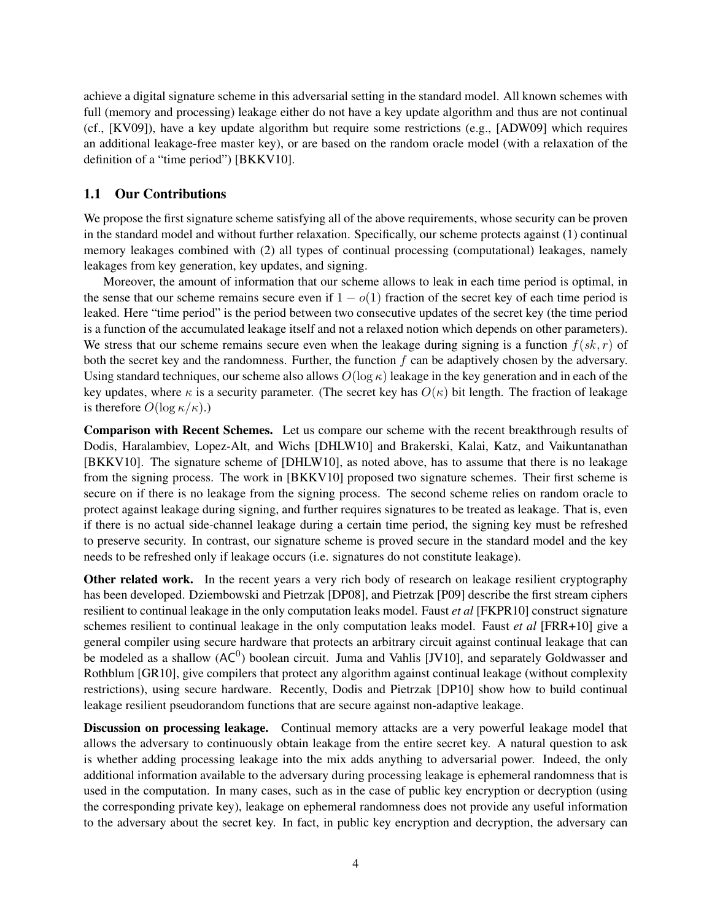achieve a digital signature scheme in this adversarial setting in the standard model. All known schemes with full (memory and processing) leakage either do not have a key update algorithm and thus are not continual (cf., [KV09]), have a key update algorithm but require some restrictions (e.g., [ADW09] which requires an additional leakage-free master key), or are based on the random oracle model (with a relaxation of the definition of a "time period") [BKKV10].

## 1.1 Our Contributions

We propose the first signature scheme satisfying all of the above requirements, whose security can be proven in the standard model and without further relaxation. Specifically, our scheme protects against (1) continual memory leakages combined with (2) all types of continual processing (computational) leakages, namely leakages from key generation, key updates, and signing.

Moreover, the amount of information that our scheme allows to leak in each time period is optimal, in the sense that our scheme remains secure even if $1 - o(1)$ fraction of the secret key of each time period is leaked. Here "time period" is the period between two consecutive updates of the secret key (the time period is a function of the accumulated leakage itself and not a relaxed notion which depends on other parameters). We stress that our scheme remains secure even when the leakage during signing is a function $f(sk, r)$ of both the secret key and the randomness. Further, the function $f$ can be adaptively chosen by the adversary. Using standard techniques, our scheme also allows $O(\log \kappa)$ leakage in the key generation and in each of the key updates, where $\kappa$ is a security parameter. (The secret key has $O(\kappa)$ bit length. The fraction of leakage is therefore $O(\log \kappa / \kappa)$.)

**Comparison with Recent Schemes.** Let us compare our scheme with the recent breakthrough results of Dodis, Haralambiev, Lopez-Alt, and Wichs [DHLW10] and Brakerski, Kalai, Katz, and Vaikuntanathan [BKKV10]. The signature scheme of [DHLW10], as noted above, has to assume that there is no leakage from the signing process. The work in [BKKV10] proposed two signature schemes. Their first scheme is secure on if there is no leakage from the signing process. The second scheme relies on random oracle to protect against leakage during signing, and further requires signatures to be treated as leakage. That is, even if there is no actual side-channel leakage during a certain time period, the signing key must be refreshed to preserve security. In contrast, our signature scheme is proved secure in the standard model and the key needs to be refreshed only if leakage occurs (i.e. signatures do not constitute leakage).

**Other related work.** In the recent years a very rich body of research on leakage resilient cryptography has been developed. Dziembowski and Pietrzak [DP08], and Pietrzak [P09] describe the first stream ciphers resilient to continual leakage in the only computation leaks model. Faust *et al* [FKPR10] construct signature schemes resilient to continual leakage in the only computation leaks model. Faust *et al* [FRR+10] give a general compiler using secure hardware that protects an arbitrary circuit against continual leakage that can be modeled as a shallow ($\mathsf{AC}^0$) boolean circuit. Juma and Vahlis [JV10], and separately Goldwasser and Rothblum [GR10], give compilers that protect any algorithm against continual leakage (without complexity restrictions), using secure hardware. Recently, Dodis and Pietrzak [DP10] show how to build continual leakage resilient pseudorandom functions that are secure against non-adaptive leakage.

**Discussion on processing leakage.** Continual memory attacks are a very powerful leakage model that allows the adversary to continuously obtain leakage from the entire secret key. A natural question to ask is whether adding processing leakage into the mix adds anything to adversarial power. Indeed, the only additional information available to the adversary during processing leakage is ephemeral randomness that is used in the computation. In many cases, such as in the case of public key encryption or decryption (using the corresponding private key), leakage on ephemeral randomness does not provide any useful information to the adversary about the secret key. In fact, in public key encryption and decryption, the adversary can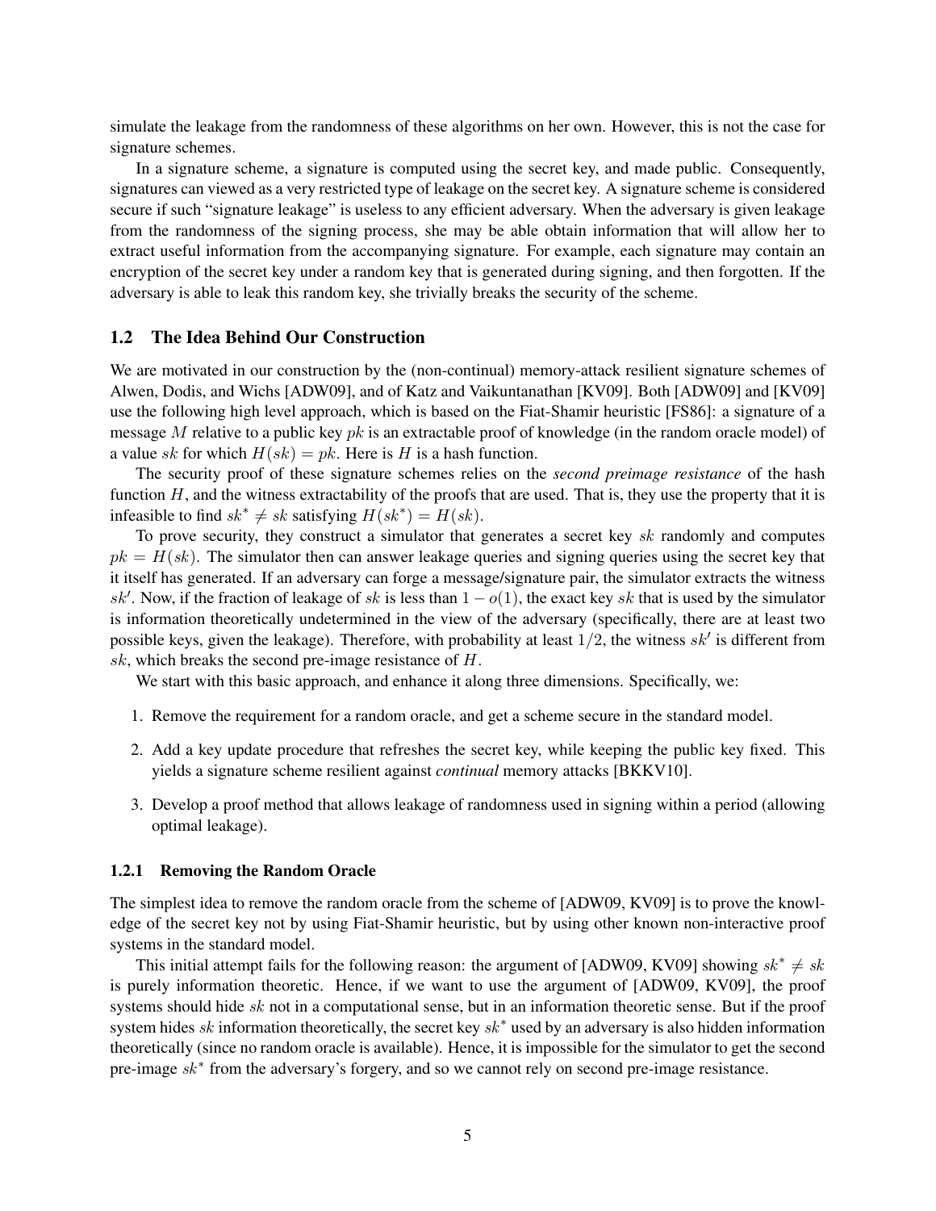simulate the leakage from the randomness of these algorithms on her own. However, this is not the case for signature schemes.

In a signature scheme, a signature is computed using the secret key, and made public. Consequently, signatures can viewed as a very restricted type of leakage on the secret key. A signature scheme is considered secure if such "signature leakage" is useless to any efficient adversary. When the adversary is given leakage from the randomness of the signing process, she may be able obtain information that will allow her to extract useful information from the accompanying signature. For example, each signature may contain an encryption of the secret key under a random key that is generated during signing, and then forgotten. If the adversary is able to leak this random key, she trivially breaks the security of the scheme.

### 1.2 The Idea Behind Our Construction

We are motivated in our construction by the (non-continual) memory-attack resilient signature schemes of Alwen, Dodis, and Wichs [ADW09], and of Katz and Vaikuntanathan [KV09]. Both [ADW09] and [KV09] use the following high level approach, which is based on the Fiat-Shamir heuristic [FS86]: a signature of a message $M$ relative to a public key $pk$ is an extractable proof of knowledge (in the random oracle model) of a value $sk$ for which $H(sk) = pk$. Here is $H$ is a hash function.

The security proof of these signature schemes relies on the *second preimage resistance* of the hash function $H$, and the witness extractability of the proofs that are used. That is, they use the property that it is infeasible to find $sk^* \neq sk$ satisfying $H(sk^*) = H(sk)$.

To prove security, they construct a simulator that generates a secret key $sk$ randomly and computes $pk = H(sk)$. The simulator then can answer leakage queries and signing queries using the secret key that it itself has generated. If an adversary can forge a message/signature pair, the simulator extracts the witness $sk'$. Now, if the fraction of leakage of $sk$ is less than $1 - o(1)$, the exact key $sk$ that is used by the simulator is information theoretically undetermined in the view of the adversary (specifically, there are at least two possible keys, given the leakage). Therefore, with probability at least $1/2$, the witness $sk'$ is different from $sk$, which breaks the second pre-image resistance of $H$.

We start with this basic approach, and enhance it along three dimensions. Specifically, we:

1. Remove the requirement for a random oracle, and get a scheme secure in the standard model.
2. Add a key update procedure that refreshes the secret key, while keeping the public key fixed. This yields a signature scheme resilient against *continual* memory attacks [BKKV10].
3. Develop a proof method that allows leakage of randomness used in signing within a period (allowing optimal leakage).

#### 1.2.1 Removing the Random Oracle

The simplest idea to remove the random oracle from the scheme of [ADW09, KV09] is to prove the knowledge of the secret key not by using Fiat-Shamir heuristic, but by using other known non-interactive proof systems in the standard model.

This initial attempt fails for the following reason: the argument of [ADW09, KV09] showing $sk^* \neq sk$ is purely information theoretic. Hence, if we want to use the argument of [ADW09, KV09], the proof systems should hide $sk$ not in a computational sense, but in an information theoretic sense. But if the proof system hides $sk$ information theoretically, the secret key $sk^*$ used by an adversary is also hidden information theoretically (since no random oracle is available). Hence, it is impossible for the simulator to get the second pre-image $sk^*$ from the adversary's forgery, and so we cannot rely on second pre-image resistance.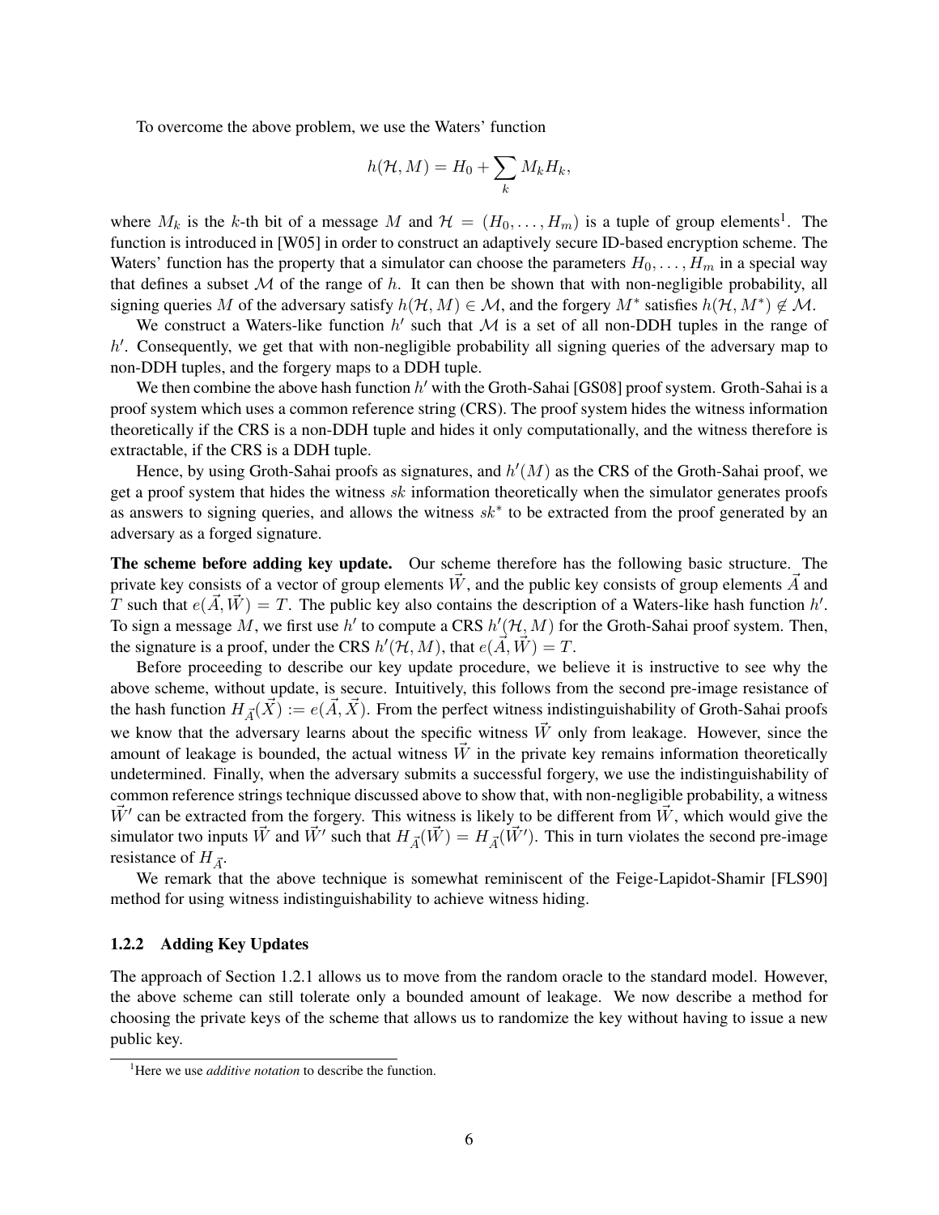To overcome the above problem, we use the Waters' function

$$h(\mathcal{H}, M) = H_0 + \sum_k M_k H_k,$$

where $M_k$ is the $k$-th bit of a message $M$ and $\mathcal{H} = (H_0, \ldots, H_m)$ is a tuple of group elements[1]. The function is introduced in [W05] in order to construct an adaptively secure ID-based encryption scheme. The Waters' function has the property that a simulator can choose the parameters $H_0, \ldots, H_m$ in a special way that defines a subset $\mathcal{M}$ of the range of $h$. It can then be shown that with non-negligible probability, all signing queries $M$ of the adversary satisfy $h(\mathcal{H}, M) \in \mathcal{M}$, and the forgery $M^*$ satisfies $h(\mathcal{H}, M^*) \notin \mathcal{M}$.

We construct a Waters-like function $h'$ such that $\mathcal{M}$ is a set of all non-DDH tuples in the range of $h'$. Consequently, we get that with non-negligible probability all signing queries of the adversary map to non-DDH tuples, and the forgery maps to a DDH tuple.

We then combine the above hash function $h'$ with the Groth-Sahai [GS08] proof system. Groth-Sahai is a proof system which uses a common reference string (CRS). The proof system hides the witness information theoretically if the CRS is a non-DDH tuple and hides it only computationally, and the witness therefore is extractable, if the CRS is a DDH tuple.

Hence, by using Groth-Sahai proofs as signatures, and $h'(M)$ as the CRS of the Groth-Sahai proof, we get a proof system that hides the witness $sk$ information theoretically when the simulator generates proofs as answers to signing queries, and allows the witness $sk^*$ to be extracted from the proof generated by an adversary as a forged signature.

**The scheme before adding key update.** Our scheme therefore has the following basic structure. The private key consists of a vector of group elements $\vec{W}$, and the public key consists of group elements $\vec{A}$ and $T$ such that $e(\vec{A}, \vec{W}) = T$. The public key also contains the description of a Waters-like hash function $h'$. To sign a message $M$, we first use $h'$ to compute a CRS $h'(\mathcal{H}, M)$ for the Groth-Sahai proof system. Then, the signature is a proof, under the CRS $h'(\mathcal{H}, M)$, that $e(\vec{A}, \vec{W}) = T$.

Before proceeding to describe our key update procedure, we believe it is instructive to see why the above scheme, without update, is secure. Intuitively, this follows from the second pre-image resistance of the hash function $H_{\vec{A}}(\vec{X}) := e(\vec{A}, \vec{X})$. From the perfect witness indistinguishability of Groth-Sahai proofs we know that the adversary learns about the specific witness $\vec{W}$ only from leakage. However, since the amount of leakage is bounded, the actual witness $\vec{W}$ in the private key remains information theoretically undetermined. Finally, when the adversary submits a successful forgery, we use the indistinguishability of common reference strings technique discussed above to show that, with non-negligible probability, a witness $\vec{W}'$ can be extracted from the forgery. This witness is likely to be different from $\vec{W}$, which would give the simulator two inputs $\vec{W}$ and $\vec{W}'$ such that $H_{\vec{A}}(\vec{W}) = H_{\vec{A}}(\vec{W}')$. This in turn violates the second pre-image resistance of $H_{\vec{A}}$.

We remark that the above technique is somewhat reminiscent of the Feige-Lapidot-Shamir [FLS90] method for using witness indistinguishability to achieve witness hiding.

### 1.2.2 Adding Key Updates

The approach of Section 1.2.1 allows us to move from the random oracle to the standard model. However, the above scheme can still tolerate only a bounded amount of leakage. We now describe a method for choosing the private keys of the scheme that allows us to randomize the key without having to issue a new public key.

[1] Here we use *additive notation* to describe the function.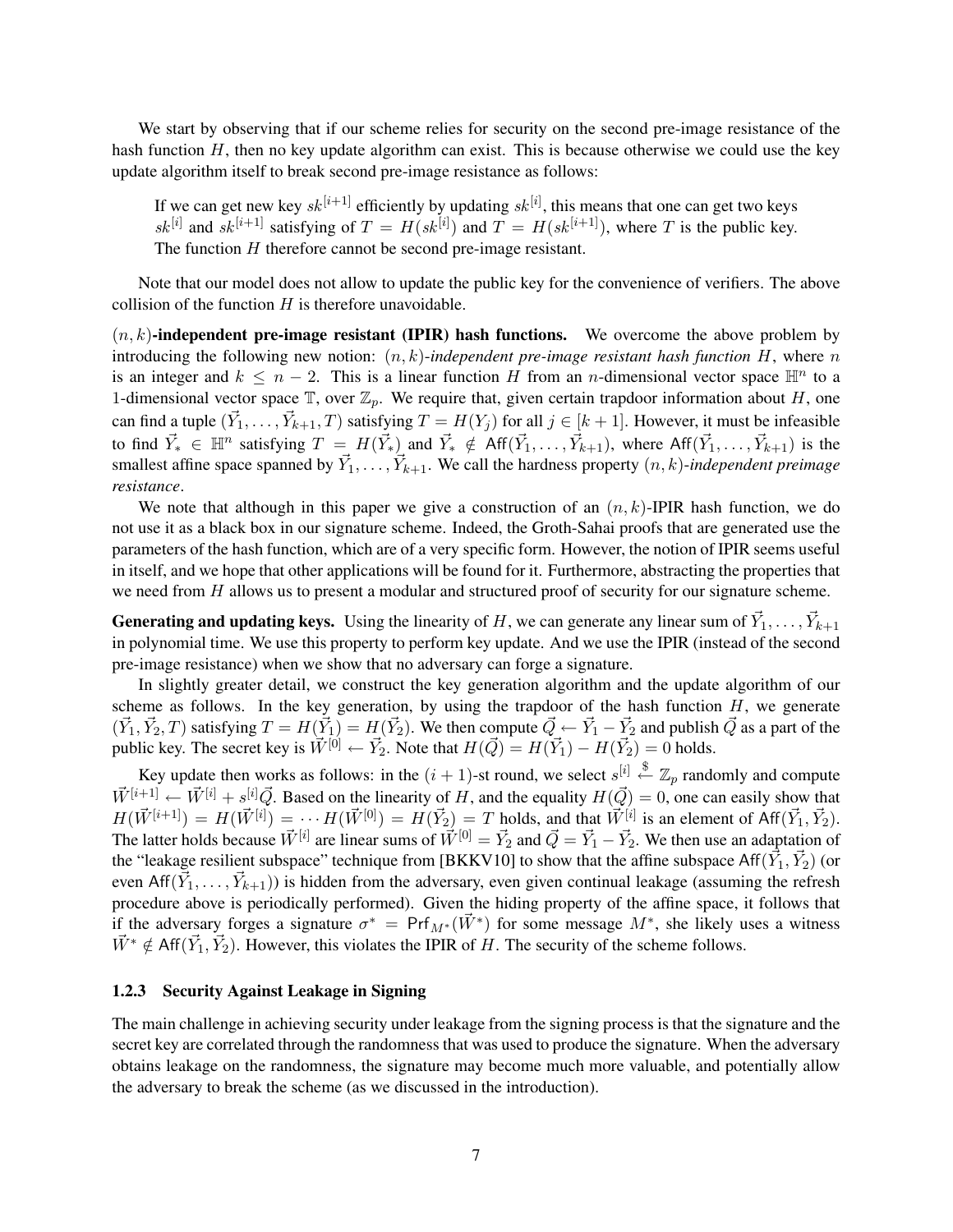We start by observing that if our scheme relies for security on the second pre-image resistance of the hash function $H$, then no key update algorithm can exist. This is because otherwise we could use the key update algorithm itself to break second pre-image resistance as follows:

> If we can get new key $sk^{[i+1]}$ efficiently by updating $sk^{[i]}$, this means that one can get two keys $sk^{[i]}$ and $sk^{[i+1]}$ satisfying of $T = H(sk^{[i]})$ and $T = H(sk^{[i+1]})$, where $T$ is the public key. The function $H$ therefore cannot be second pre-image resistant.

Note that our model does not allow to update the public key for the convenience of verifiers. The above collision of the function $H$ is therefore unavoidable.

**$(n, k)$-independent pre-image resistant (IPIR) hash functions.** We overcome the above problem by introducing the following new notion: $(n, k)$-*independent pre-image resistant hash function* $H$, where $n$ is an integer and $k \leq n - 2$. This is a linear function $H$ from an $n$-dimensional vector space $\mathbb{H}^n$ to a 1-dimensional vector space $\mathbb{T}$, over $\mathbb{Z}_p$. We require that, given certain trapdoor information about $H$, one can find a tuple $(\vec{Y}_1, \ldots, \vec{Y}_{k+1}, T)$ satisfying $T = H(Y_j)$ for all $j \in [k+1]$. However, it must be infeasible to find $\vec{Y}_* \in \mathbb{H}^n$ satisfying $T = H(\vec{Y}_*)$ and $\vec{Y}_* \notin \mathsf{Aff}(\vec{Y}_1, \ldots, \vec{Y}_{k+1})$, where $\mathsf{Aff}(\vec{Y}_1, \ldots, \vec{Y}_{k+1})$ is the smallest affine space spanned by $\vec{Y}_1, \ldots, \vec{Y}_{k+1}$. We call the hardness property $(n, k)$-*independent preimage resistance*.

We note that although in this paper we give a construction of an $(n, k)$-IPIR hash function, we do not use it as a black box in our signature scheme. Indeed, the Groth-Sahai proofs that are generated use the parameters of the hash function, which are of a very specific form. However, the notion of IPIR seems useful in itself, and we hope that other applications will be found for it. Furthermore, abstracting the properties that we need from $H$ allows us to present a modular and structured proof of security for our signature scheme.

**Generating and updating keys.** Using the linearity of $H$, we can generate any linear sum of $\vec{Y}_1, \ldots, \vec{Y}_{k+1}$ in polynomial time. We use this property to perform key update. And we use the IPIR (instead of the second pre-image resistance) when we show that no adversary can forge a signature.

In slightly greater detail, we construct the key generation algorithm and the update algorithm of our scheme as follows. In the key generation, by using the trapdoor of the hash function $H$, we generate $(\vec{Y}_1, \vec{Y}_2, T)$ satisfying $T = H(\vec{Y}_1) = H(\vec{Y}_2)$. We then compute $\vec{Q} \leftarrow \vec{Y}_1 - \vec{Y}_2$ and publish $\vec{Q}$ as a part of the public key. The secret key is $\vec{W}^{[0]} \leftarrow \vec{Y}_2$. Note that $H(\vec{Q}) = H(\vec{Y}_1) - H(\vec{Y}_2) = 0$ holds.

Key update then works as follows: in the $(i+1)$-st round, we select $s^{[i]} \stackrel{\$}{\leftarrow} \mathbb{Z}_p$ randomly and compute $\vec{W}^{[i+1]} \leftarrow \vec{W}^{[i]} + s^{[i]}\vec{Q}$. Based on the linearity of $H$, and the equality $H(\vec{Q}) = 0$, one can easily show that $H(\vec{W}^{[i+1]}) = H(\vec{W}^{[i]}) = \cdots H(\vec{W}^{[0]}) = H(\vec{Y}_2) = T$ holds, and that $\vec{W}^{[i]}$ is an element of $\mathsf{Aff}(\vec{Y}_1, \vec{Y}_2)$. The latter holds because $\vec{W}^{[i]}$ are linear sums of $\vec{W}^{[0]} = \vec{Y}_2$ and $\vec{Q} = \vec{Y}_1 - \vec{Y}_2$. We then use an adaptation of the "leakage resilient subspace" technique from [BKKV10] to show that the affine subspace $\mathsf{Aff}(\vec{Y}_1, \vec{Y}_2)$ (or even $\mathsf{Aff}(\vec{Y}_1, \ldots, \vec{Y}_{k+1})$) is hidden from the adversary, even given continual leakage (assuming the refresh procedure above is periodically performed). Given the hiding property of the affine space, it follows that if the adversary forges a signature $\sigma^* = \mathsf{Prf}_{M^*}(\vec{W}^*)$ for some message $M^*$, she likely uses a witness $\vec{W}^* \notin \mathsf{Aff}(\vec{Y}_1, \vec{Y}_2)$. However, this violates the IPIR of $H$. The security of the scheme follows.

### 1.2.3 Security Against Leakage in Signing

The main challenge in achieving security under leakage from the signing process is that the signature and the secret key are correlated through the randomness that was used to produce the signature. When the adversary obtains leakage on the randomness, the signature may become much more valuable, and potentially allow the adversary to break the scheme (as we discussed in the introduction).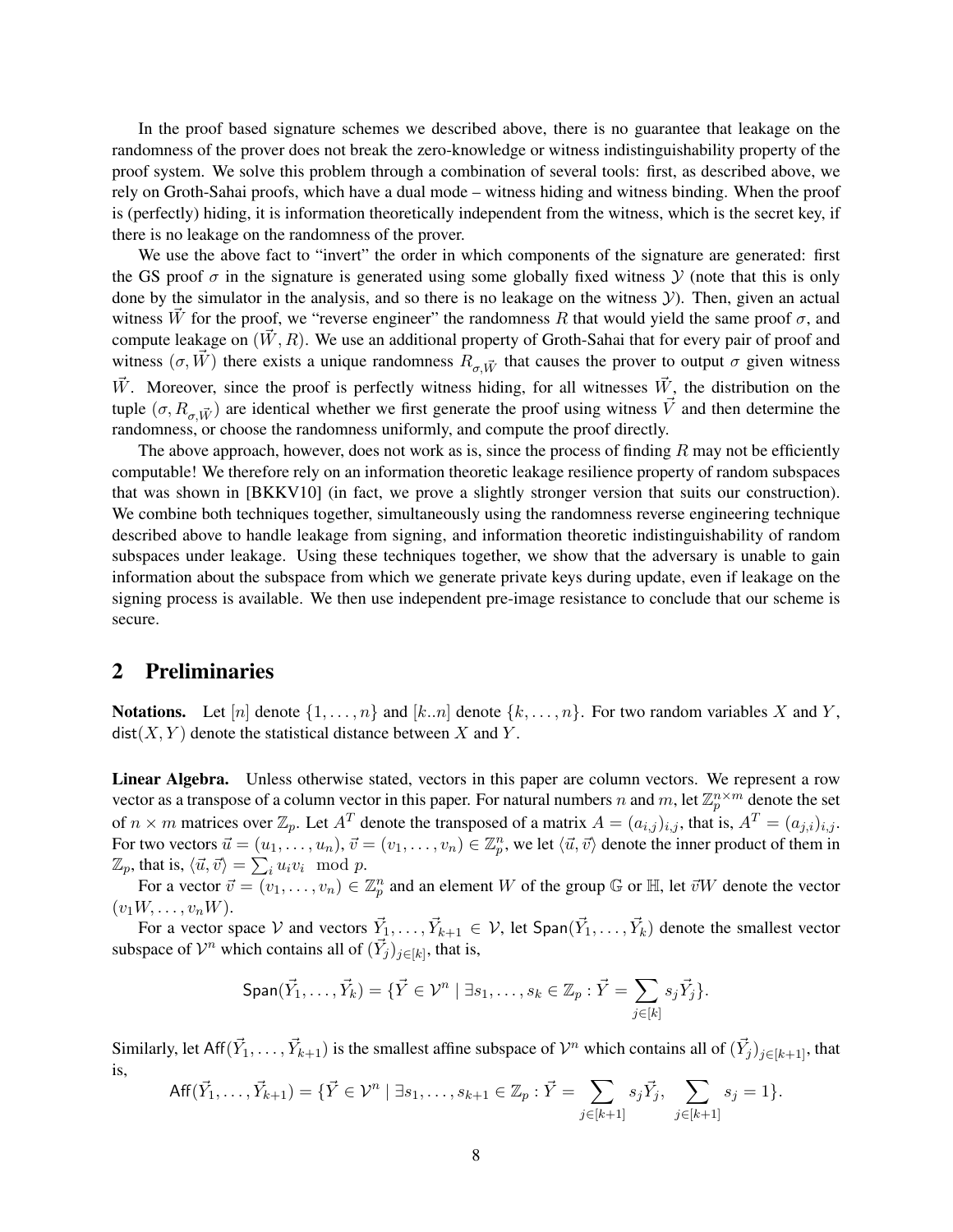In the proof based signature schemes we described above, there is no guarantee that leakage on the randomness of the prover does not break the zero-knowledge or witness indistinguishability property of the proof system. We solve this problem through a combination of several tools: first, as described above, we rely on Groth-Sahai proofs, which have a dual mode – witness hiding and witness binding. When the proof is (perfectly) hiding, it is information theoretically independent from the witness, which is the secret key, if there is no leakage on the randomness of the prover.

We use the above fact to "invert" the order in which components of the signature are generated: first the GS proof $\sigma$ in the signature is generated using some globally fixed witness $\mathcal{Y}$ (note that this is only done by the simulator in the analysis, and so there is no leakage on the witness $\mathcal{Y}$). Then, given an actual witness $\vec{W}$ for the proof, we "reverse engineer" the randomness $R$ that would yield the same proof $\sigma$, and compute leakage on $(\vec{W}, R)$. We use an additional property of Groth-Sahai that for every pair of proof and witness $(\sigma, \vec{W})$ there exists a unique randomness $R_{\sigma,\vec{W}}$ that causes the prover to output $\sigma$ given witness $\vec{W}$. Moreover, since the proof is perfectly witness hiding, for all witnesses $\vec{W}$, the distribution on the tuple $(\sigma, R_{\sigma,\vec{W}})$ are identical whether we first generate the proof using witness $\vec{V}$ and then determine the randomness, or choose the randomness uniformly, and compute the proof directly.

The above approach, however, does not work as is, since the process of finding $R$ may not be efficiently computable! We therefore rely on an information theoretic leakage resilience property of random subspaces that was shown in [BKKV10] (in fact, we prove a slightly stronger version that suits our construction). We combine both techniques together, simultaneously using the randomness reverse engineering technique described above to handle leakage from signing, and information theoretic indistinguishability of random subspaces under leakage. Using these techniques together, we show that the adversary is unable to gain information about the subspace from which we generate private keys during update, even if leakage on the signing process is available. We then use independent pre-image resistance to conclude that our scheme is secure.

## 2 Preliminaries

**Notations.** Let $[n]$ denote $\{1, \dots, n\}$ and $[k..n]$ denote $\{k, \dots, n\}$. For two random variables $X$ and $Y$, $\mathsf{dist}(X, Y)$ denote the statistical distance between $X$ and $Y$.

**Linear Algebra.** Unless otherwise stated, vectors in this paper are column vectors. We represent a row vector as a transpose of a column vector in this paper. For natural numbers $n$ and $m$, let $\mathbb{Z}_p^{n\times m}$ denote the set of $n \times m$ matrices over $\mathbb{Z}_p$. Let $A^T$ denote the transposed of a matrix $A = (a_{i,j})_{i,j}$, that is, $A^T = (a_{j,i})_{i,j}$. For two vectors $\vec{u} = (u_1, \dots, u_n)$, $\vec{v} = (v_1, \dots, v_n) \in \mathbb{Z}_p^n$, we let $\langle \vec{u}, \vec{v} \rangle$ denote the inner product of them in $\mathbb{Z}_p$, that is, $\langle \vec{u}, \vec{v} \rangle = \sum_i u_i v_i \mod p$.

For a vector $\vec{v} = (v_1, \dots, v_n) \in \mathbb{Z}_p^n$ and an element $W$ of the group $\mathbb{G}$ or $\mathbb{H}$, let $\vec{v}W$ denote the vector $(v_1 W, \dots, v_n W)$.

For a vector space $\mathcal{V}$ and vectors $\vec{Y}_1, \dots, \vec{Y}_{k+1} \in \mathcal{V}$, let $\mathsf{Span}(\vec{Y}_1, \dots, \vec{Y}_k)$ denote the smallest vector subspace of $\mathcal{V}^n$ which contains all of $(\vec{Y}_j)_{j\in[k]}$, that is,

$$\mathsf{Span}(\vec{Y}_1, \dots, \vec{Y}_k) = \{\vec{Y} \in \mathcal{V}^n \mid \exists s_1, \dots, s_k \in \mathbb{Z}_p : \vec{Y} = \sum_{j\in[k]} s_j \vec{Y}_j\}.$$

Similarly, let $\mathsf{Aff}(\vec{Y}_1, \dots, \vec{Y}_{k+1})$ is the smallest affine subspace of $\mathcal{V}^n$ which contains all of $(\vec{Y}_j)_{j\in[k+1]}$, that is,

$$\mathsf{Aff}(\vec{Y}_1, \dots, \vec{Y}_{k+1}) = \{\vec{Y} \in \mathcal{V}^n \mid \exists s_1, \dots, s_{k+1} \in \mathbb{Z}_p : \vec{Y} = \sum_{j\in[k+1]} s_j \vec{Y}_j, \ \sum_{j\in[k+1]} s_j = 1\}.$$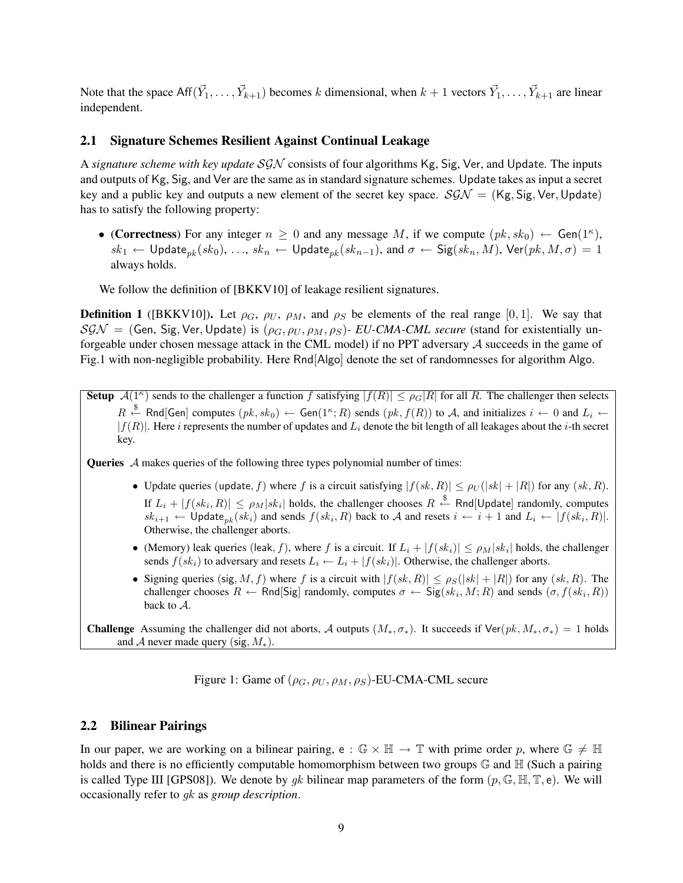Note that the space $\mathsf{Aff}(\vec{Y}_1, \ldots, \vec{Y}_{k+1})$ becomes $k$ dimensional, when $k+1$ vectors $\vec{Y}_1, \ldots, \vec{Y}_{k+1}$ are linear independent.

## 2.1 Signature Schemes Resilient Against Continual Leakage

A *signature scheme with key update* $\mathcal{SGN}$ consists of four algorithms $\mathsf{Kg}$, $\mathsf{Sig}$, $\mathsf{Ver}$, and $\mathsf{Update}$. The inputs and outputs of $\mathsf{Kg}$, $\mathsf{Sig}$, and $\mathsf{Ver}$ are the same as in standard signature schemes. $\mathsf{Update}$ takes as input a secret key and a public key and outputs a new element of the secret key space. $\mathcal{SGN} = (\mathsf{Kg}, \mathsf{Sig}, \mathsf{Ver}, \mathsf{Update})$ has to satisfy the following property:

- (**Correctness**) For any integer $n \geq 0$ and any message $M$, if we compute $(pk, sk_0) \leftarrow \mathsf{Gen}(1^\kappa)$, $sk_1 \leftarrow \mathsf{Update}_{pk}(sk_0)$, $\ldots$, $sk_n \leftarrow \mathsf{Update}_{pk}(sk_{n-1})$, and $\sigma \leftarrow \mathsf{Sig}(sk_n, M)$, $\mathsf{Ver}(pk, M, \sigma) = 1$ always holds.

We follow the definition of [BKKV10] of leakage resilient signatures.

**Definition 1** ([BKKV10])**.** Let $\rho_G$, $\rho_U$, $\rho_M$, and $\rho_S$ be elements of the real range $[0, 1]$. We say that $\mathcal{SGN} = (\mathsf{Gen}, \mathsf{Sig}, \mathsf{Ver}, \mathsf{Update})$ is $(\rho_G, \rho_U, \rho_M, \rho_S)$- *EU-CMA-CML secure* (stand for existentially unforgeable under chosen message attack in the CML model) if no PPT adversary $\mathcal{A}$ succeeds in the game of Fig.1 with non-negligible probability. Here $\mathsf{Rnd}[\mathsf{Algo}]$ denote the set of randomnesses for algorithm $\mathsf{Algo}$.

**Setup** $\mathcal{A}(1^\kappa)$ sends to the challenger a function $f$ satisfying $|f(R)| \leq \rho_G|R|$ for all $R$. The challenger then selects $R \xleftarrow{\$} \mathsf{Rnd}[\mathsf{Gen}]$ computes $(pk, sk_0) \leftarrow \mathsf{Gen}(1^\kappa; R)$ sends $(pk, f(R))$ to $\mathcal{A}$, and initializes $i \leftarrow 0$ and $L_i \leftarrow |f(R)|$. Here $i$ represents the number of updates and $L_i$ denote the bit length of all leakages about the $i$-th secret key.

**Queries** $\mathcal{A}$ makes queries of the following three types polynomial number of times:

- Update queries $(\mathsf{update}, f)$ where $f$ is a circuit satisfying $|f(sk, R)| \leq \rho_U(|sk| + |R|)$ for any $(sk, R)$. If $L_i + |f(sk_i, R)| \leq \rho_M|sk_i|$ holds, the challenger chooses $R \xleftarrow{\$} \mathsf{Rnd}[\mathsf{Update}]$ randomly, computes $sk_{i+1} \leftarrow \mathsf{Update}_{pk}(sk_i)$ and sends $f(sk_i, R)$ back to $\mathcal{A}$ and resets $i \leftarrow i + 1$ and $L_i \leftarrow |f(sk_i, R)|$. Otherwise, the challenger aborts.
- (Memory) leak queries $(\mathsf{leak}, f)$, where $f$ is a circuit. If $L_i + |f(sk_i)| \leq \rho_M|sk_i|$ holds, the challenger sends $f(sk_i)$ to adversary and resets $L_i \leftarrow L_i + |f(sk_i)|$. Otherwise, the challenger aborts.
- Signing queries $(\mathsf{sig}, M, f)$ where $f$ is a circuit with $|f(sk, R)| \leq \rho_S(|sk| + |R|)$ for any $(sk, R)$. The challenger chooses $R \leftarrow \mathsf{Rnd}[\mathsf{Sig}]$ randomly, computes $\sigma \leftarrow \mathsf{Sig}(sk_i, M; R)$ and sends $(\sigma, f(sk_i, R))$ back to $\mathcal{A}$.

**Challenge** Assuming the challenger did not aborts, $\mathcal{A}$ outputs $(M_*, \sigma_*)$. It succeeds if $\mathsf{Ver}(pk, M_*, \sigma_*) = 1$ holds and $\mathcal{A}$ never made query $(\mathsf{sig}, M_*)$.

Figure 1: Game of $(\rho_G, \rho_U, \rho_M, \rho_S)$-EU-CMA-CML secure

## 2.2 Bilinear Pairings

In our paper, we are working on a bilinear pairing, $\mathsf{e} : \mathbb{G} \times \mathbb{H} \to \mathbb{T}$ with prime order $p$, where $\mathbb{G} \neq \mathbb{H}$ holds and there is no efficiently computable homomorphism between two groups $\mathbb{G}$ and $\mathbb{H}$ (Such a pairing is called Type III [GPS08]). We denote by $gk$ bilinear map parameters of the form $(p, \mathbb{G}, \mathbb{H}, \mathbb{T}, \mathsf{e})$. We will occasionally refer to $gk$ as *group description*.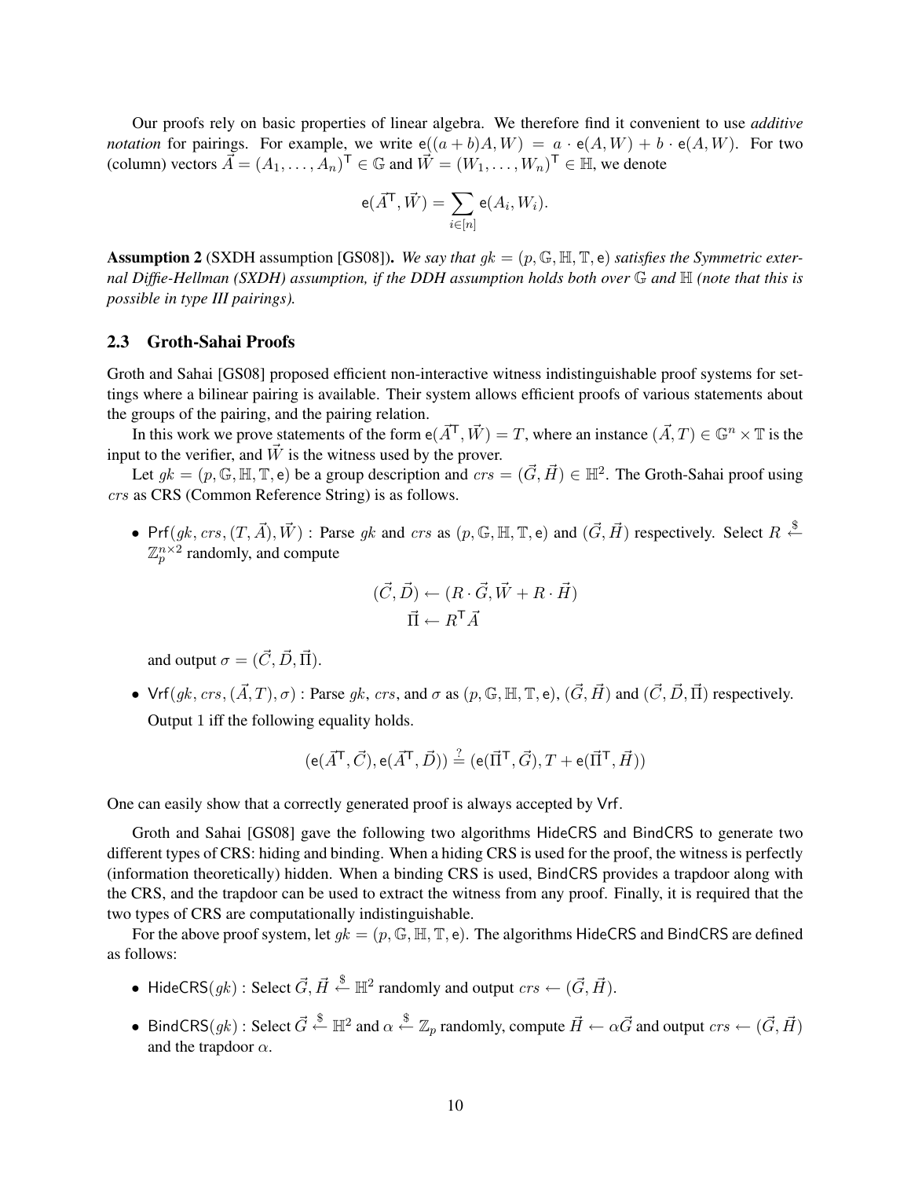Our proofs rely on basic properties of linear algebra. We therefore find it convenient to use *additive notation* for pairings. For example, we write $\mathsf{e}((a+b)A, W) = a \cdot \mathsf{e}(A, W) + b \cdot \mathsf{e}(A, W)$. For two (column) vectors $\vec{A} = (A_1, \ldots, A_n)^\mathsf{T} \in \mathbb{G}$ and $\vec{W} = (W_1, \ldots, W_n)^\mathsf{T} \in \mathbb{H}$, we denote

$$\mathsf{e}(\vec{A}^\mathsf{T}, \vec{W}) = \sum_{i \in [n]} \mathsf{e}(A_i, W_i).$$

**Assumption 2** (SXDH assumption [GS08]). *We say that $gk = (p, \mathbb{G}, \mathbb{H}, \mathbb{T}, \mathsf{e})$ satisfies the Symmetric external Diffie-Hellman (SXDH) assumption, if the DDH assumption holds both over $\mathbb{G}$ and $\mathbb{H}$ (note that this is possible in type III pairings).*

### 2.3 Groth-Sahai Proofs

Groth and Sahai [GS08] proposed efficient non-interactive witness indistinguishable proof systems for settings where a bilinear pairing is available. Their system allows efficient proofs of various statements about the groups of the pairing, and the pairing relation.

In this work we prove statements of the form $\mathsf{e}(\vec{A}^\mathsf{T}, \vec{W}) = T$, where an instance $(\vec{A}, T) \in \mathbb{G}^n \times \mathbb{T}$ is the input to the verifier, and $\vec{W}$ is the witness used by the prover.

Let $gk = (p, \mathbb{G}, \mathbb{H}, \mathbb{T}, \mathsf{e})$ be a group description and $crs = (\vec{G}, \vec{H}) \in \mathbb{H}^2$. The Groth-Sahai proof using $crs$ as CRS (Common Reference String) is as follows.

- $\mathsf{Prf}(gk, crs, (T, \vec{A}), \vec{W})$ : Parse $gk$ and $crs$ as $(p, \mathbb{G}, \mathbb{H}, \mathbb{T}, \mathsf{e})$ and $(\vec{G}, \vec{H})$ respectively. Select $R \xleftarrow{\$} \mathbb{Z}_p^{n \times 2}$ randomly, and compute

$$(\vec{C}, \vec{D}) \leftarrow (R \cdot \vec{G}, \vec{W} + R \cdot \vec{H})$$
$$\vec{\Pi} \leftarrow R^\mathsf{T} \vec{A}$$

  and output $\sigma = (\vec{C}, \vec{D}, \vec{\Pi})$.

- $\mathsf{Vrf}(gk, crs, (\vec{A}, T), \sigma)$ : Parse $gk$, $crs$, and $\sigma$ as $(p, \mathbb{G}, \mathbb{H}, \mathbb{T}, \mathsf{e})$, $(\vec{G}, \vec{H})$ and $(\vec{C}, \vec{D}, \vec{\Pi})$ respectively.
  Output 1 iff the following equality holds.

$$(\mathsf{e}(\vec{A}^\mathsf{T}, \vec{C}), \mathsf{e}(\vec{A}^\mathsf{T}, \vec{D})) \stackrel{?}{=} (\mathsf{e}(\vec{\Pi}^\mathsf{T}, \vec{G}), T + \mathsf{e}(\vec{\Pi}^\mathsf{T}, \vec{H}))$$

One can easily show that a correctly generated proof is always accepted by $\mathsf{Vrf}$.

Groth and Sahai [GS08] gave the following two algorithms $\mathsf{HideCRS}$ and $\mathsf{BindCRS}$ to generate two different types of CRS: hiding and binding. When a hiding CRS is used for the proof, the witness is perfectly (information theoretically) hidden. When a binding CRS is used, $\mathsf{BindCRS}$ provides a trapdoor along with the CRS, and the trapdoor can be used to extract the witness from any proof. Finally, it is required that the two types of CRS are computationally indistinguishable.

For the above proof system, let $gk = (p, \mathbb{G}, \mathbb{H}, \mathbb{T}, \mathsf{e})$. The algorithms $\mathsf{HideCRS}$ and $\mathsf{BindCRS}$ are defined as follows:

- $\mathsf{HideCRS}(gk)$ : Select $\vec{G}, \vec{H} \xleftarrow{\$} \mathbb{H}^2$ randomly and output $crs \leftarrow (\vec{G}, \vec{H})$.

- $\mathsf{BindCRS}(gk)$ : Select $\vec{G} \xleftarrow{\$} \mathbb{H}^2$ and $\alpha \xleftarrow{\$} \mathbb{Z}_p$ randomly, compute $\vec{H} \leftarrow \alpha\vec{G}$ and output $crs \leftarrow (\vec{G}, \vec{H})$ and the trapdoor $\alpha$.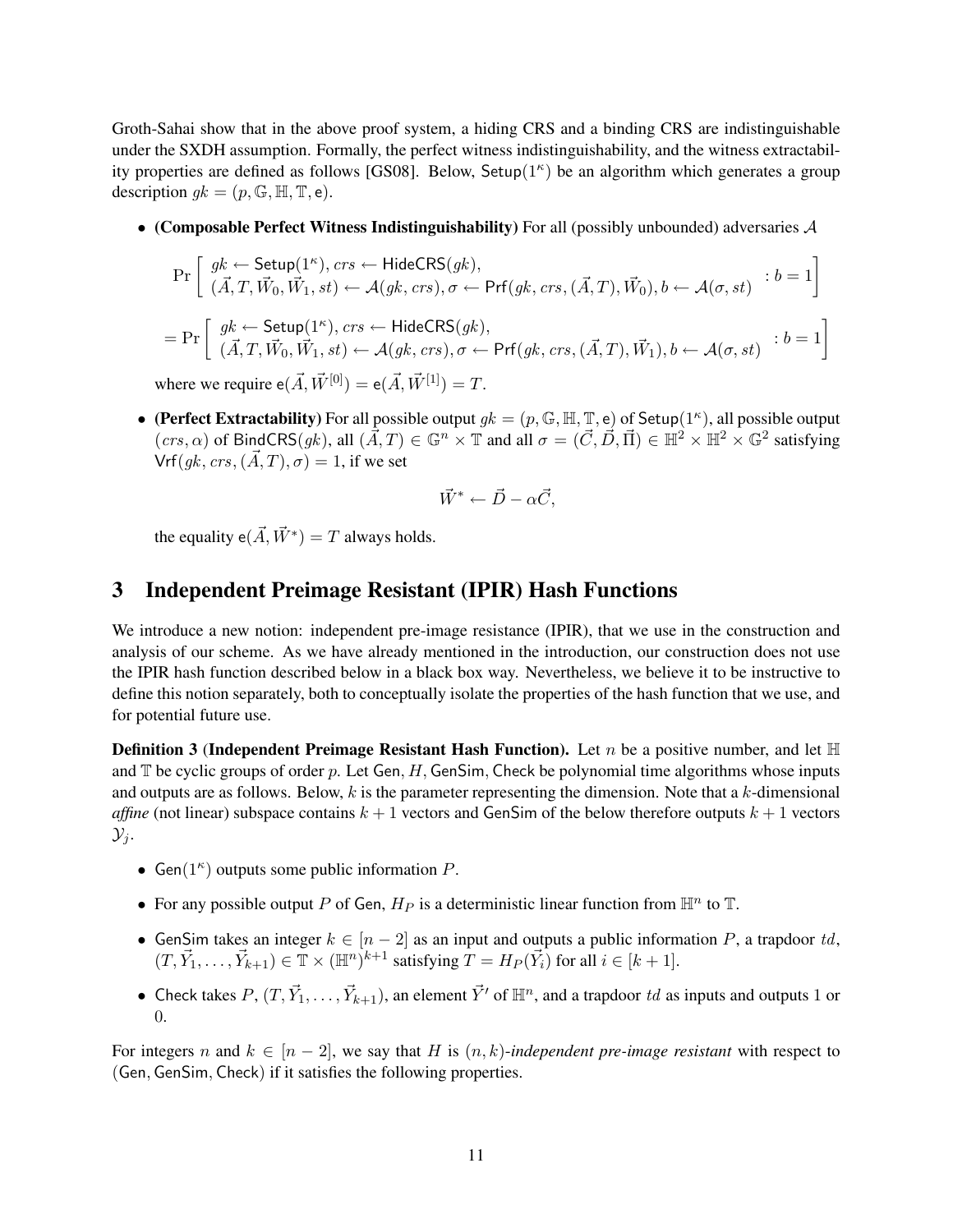Groth-Sahai show that in the above proof system, a hiding CRS and a binding CRS are indistinguishable under the SXDH assumption. Formally, the perfect witness indistinguishability, and the witness extractability properties are defined as follows [GS08]. Below, $\mathsf{Setup}(1^\kappa)$ be an algorithm which generates a group description $gk = (p, \mathbb{G}, \mathbb{H}, \mathbb{T}, \mathsf{e})$.

- **(Composable Perfect Witness Indistinguishability)** For all (possibly unbounded) adversaries $\mathcal{A}$

$$\Pr\left[\begin{array}{l} gk \leftarrow \mathsf{Setup}(1^\kappa),\, crs \leftarrow \mathsf{HideCRS}(gk), \\ (\vec{A}, T, \vec{W}_0, \vec{W}_1, st) \leftarrow \mathcal{A}(gk, crs), \sigma \leftarrow \mathsf{Prf}(gk, crs, (\vec{A}, T), \vec{W}_0), b \leftarrow \mathcal{A}(\sigma, st) \end{array} : b = 1\right]$$

$$= \Pr\left[\begin{array}{l} gk \leftarrow \mathsf{Setup}(1^\kappa),\, crs \leftarrow \mathsf{HideCRS}(gk), \\ (\vec{A}, T, \vec{W}_0, \vec{W}_1, st) \leftarrow \mathcal{A}(gk, crs), \sigma \leftarrow \mathsf{Prf}(gk, crs, (\vec{A}, T), \vec{W}_1), b \leftarrow \mathcal{A}(\sigma, st) \end{array} : b = 1\right]$$

  where we require $\mathsf{e}(\vec{A}, \vec{W}^{[0]}) = \mathsf{e}(\vec{A}, \vec{W}^{[1]}) = T$.

- **(Perfect Extractability)** For all possible output $gk = (p, \mathbb{G}, \mathbb{H}, \mathbb{T}, \mathsf{e})$ of $\mathsf{Setup}(1^\kappa)$, all possible output $(crs, \alpha)$ of $\mathsf{BindCRS}(gk)$, all $(\vec{A}, T) \in \mathbb{G}^n \times \mathbb{T}$ and all $\sigma = (\vec{C}, \vec{D}, \vec{\Pi}) \in \mathbb{H}^2 \times \mathbb{H}^2 \times \mathbb{G}^2$ satisfying $\mathsf{Vrf}(gk, crs, (\vec{A}, T), \sigma) = 1$, if we set

$$\vec{W}^* \leftarrow \vec{D} - \alpha\vec{C},$$

  the equality $\mathsf{e}(\vec{A}, \vec{W}^*) = T$ always holds.

# 3 Independent Preimage Resistant (IPIR) Hash Functions

We introduce a new notion: independent pre-image resistance (IPIR), that we use in the construction and analysis of our scheme. As we have already mentioned in the introduction, our construction does not use the IPIR hash function described below in a black box way. Nevertheless, we believe it to be instructive to define this notion separately, both to conceptually isolate the properties of the hash function that we use, and for potential future use.

**Definition 3 (Independent Preimage Resistant Hash Function).** Let $n$ be a positive number, and let $\mathbb{H}$ and $\mathbb{T}$ be cyclic groups of order $p$. Let $\mathsf{Gen}$, $H$, $\mathsf{GenSim}$, $\mathsf{Check}$ be polynomial time algorithms whose inputs and outputs are as follows. Below, $k$ is the parameter representing the dimension. Note that a $k$-dimensional *affine* (not linear) subspace contains $k+1$ vectors and $\mathsf{GenSim}$ of the below therefore outputs $k+1$ vectors $\mathcal{Y}_j$.

- $\mathsf{Gen}(1^\kappa)$ outputs some public information $P$.
- For any possible output $P$ of $\mathsf{Gen}$, $H_P$ is a deterministic linear function from $\mathbb{H}^n$ to $\mathbb{T}$.
- $\mathsf{GenSim}$ takes an integer $k \in [n-2]$ as an input and outputs a public information $P$, a trapdoor $td$, $(T, \vec{Y}_1, \ldots, \vec{Y}_{k+1}) \in \mathbb{T} \times (\mathbb{H}^n)^{k+1}$ satisfying $T = H_P(\vec{Y}_i)$ for all $i \in [k+1]$.
- $\mathsf{Check}$ takes $P$, $(T, \vec{Y}_1, \ldots, \vec{Y}_{k+1})$, an element $\vec{Y}'$ of $\mathbb{H}^n$, and a trapdoor $td$ as inputs and outputs 1 or 0.

For integers $n$ and $k \in [n-2]$, we say that $H$ is $(n, k)$-*independent pre-image resistant* with respect to $(\mathsf{Gen}, \mathsf{GenSim}, \mathsf{Check})$ if it satisfies the following properties.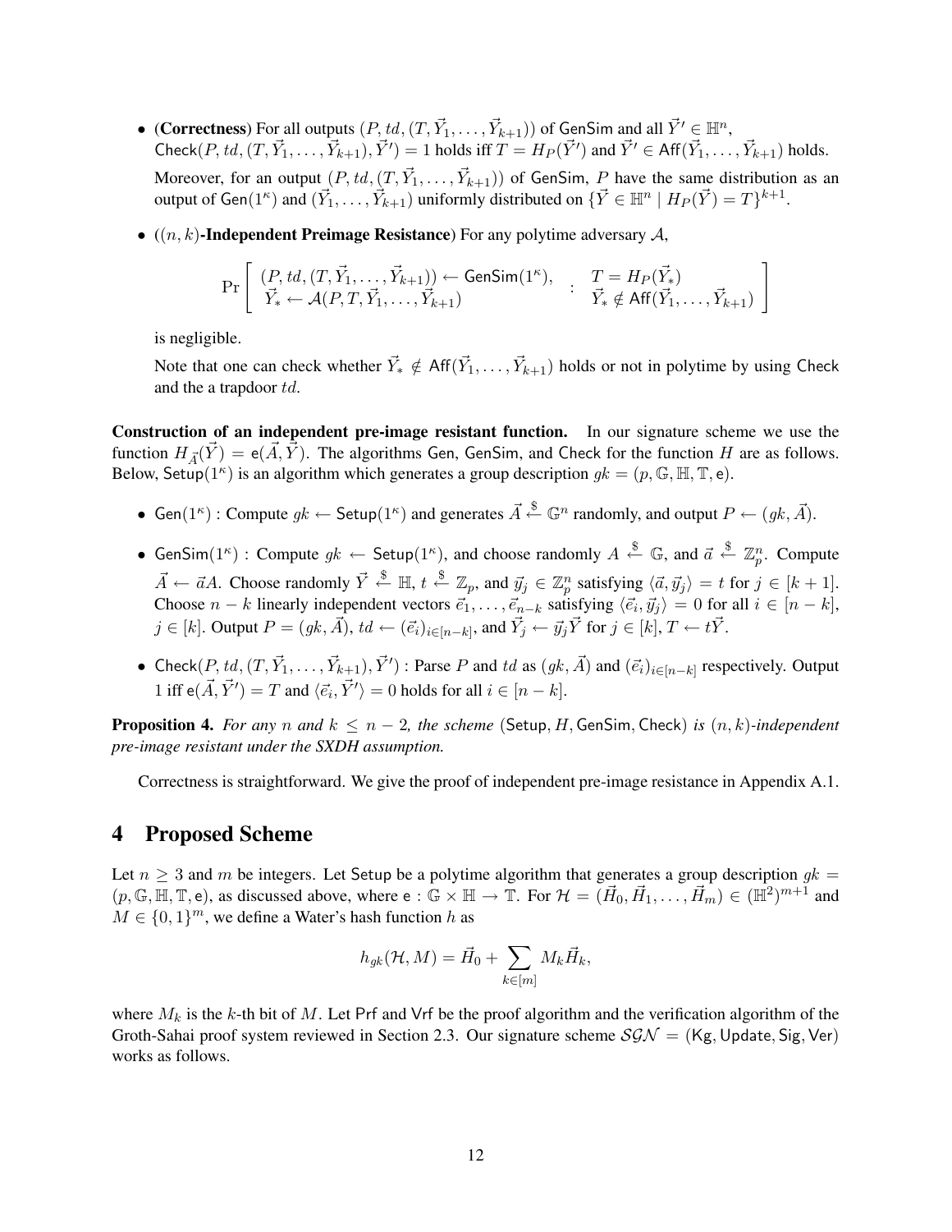- (**Correctness**) For all outputs $(P, td, (T, \vec{Y}_1, \ldots, \vec{Y}_{k+1}))$ of $\mathsf{GenSim}$ and all $\vec{Y}' \in \mathbb{H}^n$, $\mathsf{Check}(P, td, (T, \vec{Y}_1, \ldots, \vec{Y}_{k+1}), \vec{Y}') = 1$ holds iff $T = H_P(\vec{Y}')$ and $\vec{Y}' \in \mathsf{Aff}(\vec{Y}_1, \ldots, \vec{Y}_{k+1})$ holds.

  Moreover, for an output $(P, td, (T, \vec{Y}_1, \ldots, \vec{Y}_{k+1}))$ of $\mathsf{GenSim}$, $P$ have the same distribution as an output of $\mathsf{Gen}(1^\kappa)$ and $(\vec{Y}_1, \ldots, \vec{Y}_{k+1})$ uniformly distributed on $\{\vec{Y} \in \mathbb{H}^n \mid H_P(\vec{Y}) = T\}^{k+1}$.

- (**$(n,k)$-Independent Preimage Resistance**) For any polytime adversary $\mathcal{A}$,

$$\Pr\left[\begin{array}{l}(P, td, (T, \vec{Y}_1, \ldots, \vec{Y}_{k+1})) \leftarrow \mathsf{GenSim}(1^\kappa), \\ \vec{Y}_* \leftarrow \mathcal{A}(P, T, \vec{Y}_1, \ldots, \vec{Y}_{k+1})\end{array} : \begin{array}{l} T = H_P(\vec{Y}_*) \\ \vec{Y}_* \notin \mathsf{Aff}(\vec{Y}_1, \ldots, \vec{Y}_{k+1})\end{array}\right]$$

  is negligible.

  Note that one can check whether $\vec{Y}_* \notin \mathsf{Aff}(\vec{Y}_1, \ldots, \vec{Y}_{k+1})$ holds or not in polytime by using $\mathsf{Check}$ and the a trapdoor $td$.

**Construction of an independent pre-image resistant function.** In our signature scheme we use the function $H_{\vec{A}}(\vec{Y}) = \mathsf{e}(\vec{A}, \vec{Y})$. The algorithms $\mathsf{Gen}$, $\mathsf{GenSim}$, and $\mathsf{Check}$ for the function $H$ are as follows. Below, $\mathsf{Setup}(1^\kappa)$ is an algorithm which generates a group description $gk = (p, \mathbb{G}, \mathbb{H}, \mathbb{T}, \mathsf{e})$.

- $\mathsf{Gen}(1^\kappa)$ : Compute $gk \leftarrow \mathsf{Setup}(1^\kappa)$ and generates $\vec{A} \stackrel{\$}{\leftarrow} \mathbb{G}^n$ randomly, and output $P \leftarrow (gk, \vec{A})$.

- $\mathsf{GenSim}(1^\kappa)$ : Compute $gk \leftarrow \mathsf{Setup}(1^\kappa)$, and choose randomly $A \stackrel{\$}{\leftarrow} \mathbb{G}$, and $\vec{a} \stackrel{\$}{\leftarrow} \mathbb{Z}_p^n$. Compute $\vec{A} \leftarrow \vec{a}A$. Choose randomly $\vec{Y} \stackrel{\$}{\leftarrow} \mathbb{H}$, $t \stackrel{\$}{\leftarrow} \mathbb{Z}_p$, and $\vec{y}_j \in \mathbb{Z}_p^n$ satisfying $\langle \vec{a}, \vec{y}_j \rangle = t$ for $j \in [k+1]$. Choose $n-k$ linearly independent vectors $\vec{e}_1, \ldots, \vec{e}_{n-k}$ satisfying $\langle \vec{e}_i, \vec{y}_j \rangle = 0$ for all $i \in [n-k]$, $j \in [k]$. Output $P = (gk, \vec{A})$, $td \leftarrow (\vec{e}_i)_{i \in [n-k]}$, and $\vec{Y}_j \leftarrow \vec{y}_j \vec{Y}$ for $j \in [k]$, $T \leftarrow t\vec{Y}$.

- $\mathsf{Check}(P, td, (T, \vec{Y}_1, \ldots, \vec{Y}_{k+1}), \vec{Y}')$ : Parse $P$ and $td$ as $(gk, \vec{A})$ and $(\vec{e}_i)_{i \in [n-k]}$ respectively. Output 1 iff $\mathsf{e}(\vec{A}, \vec{Y}') = T$ and $\langle \vec{e}_i, \vec{Y}' \rangle = 0$ holds for all $i \in [n-k]$.

**Proposition 4.** *For any $n$ and $k \leq n-2$, the scheme $(\mathsf{Setup}, H, \mathsf{GenSim}, \mathsf{Check})$ is $(n,k)$-independent pre-image resistant under the SXDH assumption.*

Correctness is straightforward. We give the proof of independent pre-image resistance in Appendix A.1.

# 4 Proposed Scheme

Let $n \geq 3$ and $m$ be integers. Let $\mathsf{Setup}$ be a polytime algorithm that generates a group description $gk = (p, \mathbb{G}, \mathbb{H}, \mathbb{T}, \mathsf{e})$, as discussed above, where $\mathsf{e} : \mathbb{G} \times \mathbb{H} \to \mathbb{T}$. For $\mathcal{H} = (\vec{H}_0, \vec{H}_1, \ldots, \vec{H}_m) \in (\mathbb{H}^2)^{m+1}$ and $M \in \{0,1\}^m$, we define a Water's hash function $h$ as

$$h_{gk}(\mathcal{H}, M) = \vec{H}_0 + \sum_{k \in [m]} M_k \vec{H}_k,$$

where $M_k$ is the $k$-th bit of $M$. Let $\mathsf{Prf}$ and $\mathsf{Vrf}$ be the proof algorithm and the verification algorithm of the Groth-Sahai proof system reviewed in Section 2.3. Our signature scheme $\mathcal{SGN} = (\mathsf{Kg}, \mathsf{Update}, \mathsf{Sig}, \mathsf{Ver})$ works as follows.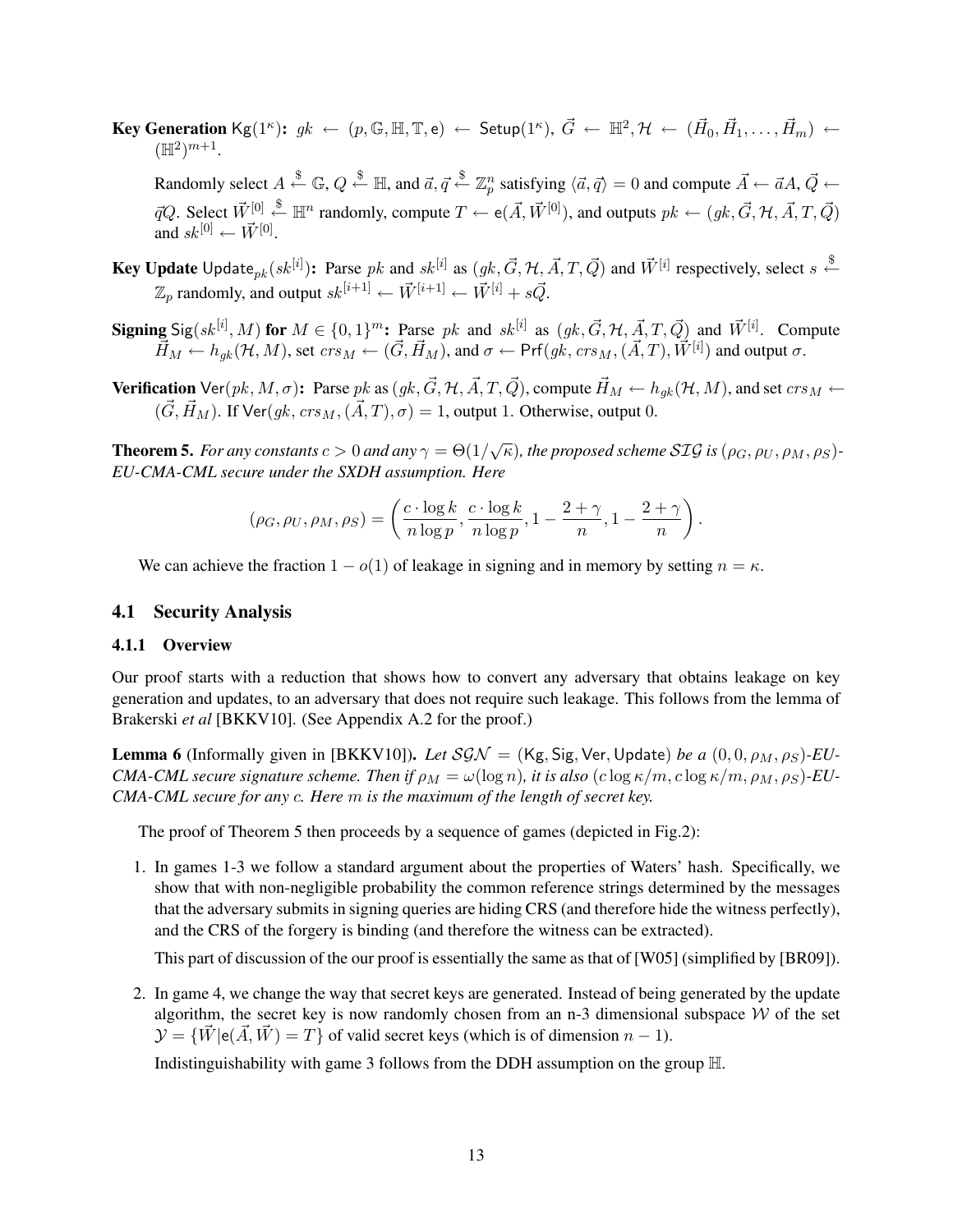**Key Generation** $\mathsf{Kg}(1^\kappa)$**:** $gk \leftarrow (p, \mathbb{G}, \mathbb{H}, \mathbb{T}, \mathsf{e}) \leftarrow \mathsf{Setup}(1^\kappa)$, $\vec{G} \leftarrow \mathbb{H}^2, \mathcal{H} \leftarrow (\vec{H}_0, \vec{H}_1, \ldots, \vec{H}_m) \leftarrow (\mathbb{H}^2)^{m+1}$.

Randomly select $A \xleftarrow{\$} \mathbb{G}$, $Q \xleftarrow{\$} \mathbb{H}$, and $\vec{a}, \vec{q} \xleftarrow{\$} \mathbb{Z}_p^n$ satisfying $\langle \vec{a}, \vec{q} \rangle = 0$ and compute $\vec{A} \leftarrow \vec{a}A$, $\vec{Q} \leftarrow \vec{q}Q$. Select $\vec{W}^{[0]} \xleftarrow{\$} \mathbb{H}^n$ randomly, compute $T \leftarrow \mathsf{e}(\vec{A}, \vec{W}^{[0]})$, and outputs $pk \leftarrow (gk, \vec{G}, \mathcal{H}, \vec{A}, T, \vec{Q})$ and $sk^{[0]} \leftarrow \vec{W}^{[0]}$.

**Key Update** $\mathsf{Update}_{pk}(sk^{[i]})$**:** Parse $pk$ and $sk^{[i]}$ as $(gk, \vec{G}, \mathcal{H}, \vec{A}, T, \vec{Q})$ and $\vec{W}^{[i]}$ respectively, select $s \xleftarrow{\$} \mathbb{Z}_p$ randomly, and output $sk^{[i+1]} \leftarrow \vec{W}^{[i+1]} \leftarrow \vec{W}^{[i]} + s\vec{Q}$.

**Signing** $\mathsf{Sig}(sk^{[i]}, M)$ **for** $M \in \{0,1\}^m$**:** Parse $pk$ and $sk^{[i]}$ as $(gk, \vec{G}, \mathcal{H}, \vec{A}, T, \vec{Q})$ and $\vec{W}^{[i]}$. Compute $\vec{H}_M \leftarrow h_{gk}(\mathcal{H}, M)$, set $crs_M \leftarrow (\vec{G}, \vec{H}_M)$, and $\sigma \leftarrow \mathsf{Prf}(gk, crs_M, (\vec{A}, T), \vec{W}^{[i]})$ and output $\sigma$.

**Verification** $\mathsf{Ver}(pk, M, \sigma)$**:** Parse $pk$ as $(gk, \vec{G}, \mathcal{H}, \vec{A}, T, \vec{Q})$, compute $\vec{H}_M \leftarrow h_{gk}(\mathcal{H}, M)$, and set $crs_M \leftarrow (\vec{G}, \vec{H}_M)$. If $\mathsf{Ver}(gk, crs_M, (\vec{A}, T), \sigma) = 1$, output 1. Otherwise, output 0.

**Theorem 5.** *For any constants $c > 0$ and any $\gamma = \Theta(1/\sqrt{\kappa})$, the proposed scheme $\mathcal{SIG}$ is $(\rho_G, \rho_U, \rho_M, \rho_S)$-EU-CMA-CML secure under the SXDH assumption. Here*

$$(\rho_G, \rho_U, \rho_M, \rho_S) = \left( \frac{c \cdot \log k}{n \log p}, \frac{c \cdot \log k}{n \log p}, 1 - \frac{2+\gamma}{n}, 1 - \frac{2+\gamma}{n} \right).$$

We can achieve the fraction $1 - o(1)$ of leakage in signing and in memory by setting $n = \kappa$.

## 4.1 Security Analysis

### 4.1.1 Overview

Our proof starts with a reduction that shows how to convert any adversary that obtains leakage on key generation and updates, to an adversary that does not require such leakage. This follows from the lemma of Brakerski *et al* [BKKV10]. (See Appendix A.2 for the proof.)

**Lemma 6** (Informally given in [BKKV10]). *Let $\mathcal{SGN} = (\mathsf{Kg}, \mathsf{Sig}, \mathsf{Ver}, \mathsf{Update})$ be a $(0, 0, \rho_M, \rho_S)$-EU-CMA-CML secure signature scheme. Then if $\rho_M = \omega(\log n)$, it is also $(c \log \kappa/m, c \log \kappa/m, \rho_M, \rho_S)$-EU-CMA-CML secure for any $c$. Here $m$ is the maximum of the length of secret key.*

The proof of Theorem 5 then proceeds by a sequence of games (depicted in Fig.2):

1. In games 1-3 we follow a standard argument about the properties of Waters' hash. Specifically, we show that with non-negligible probability the common reference strings determined by the messages that the adversary submits in signing queries are hiding CRS (and therefore hide the witness perfectly), and the CRS of the forgery is binding (and therefore the witness can be extracted).

   This part of discussion of the our proof is essentially the same as that of [W05] (simplified by [BR09]).

2. In game 4, we change the way that secret keys are generated. Instead of being generated by the update algorithm, the secret key is now randomly chosen from an n-3 dimensional subspace $\mathcal{W}$ of the set $\mathcal{Y} = \{\vec{W} | \mathsf{e}(\vec{A}, \vec{W}) = T\}$ of valid secret keys (which is of dimension $n - 1$).

   Indistinguishability with game 3 follows from the DDH assumption on the group $\mathbb{H}$.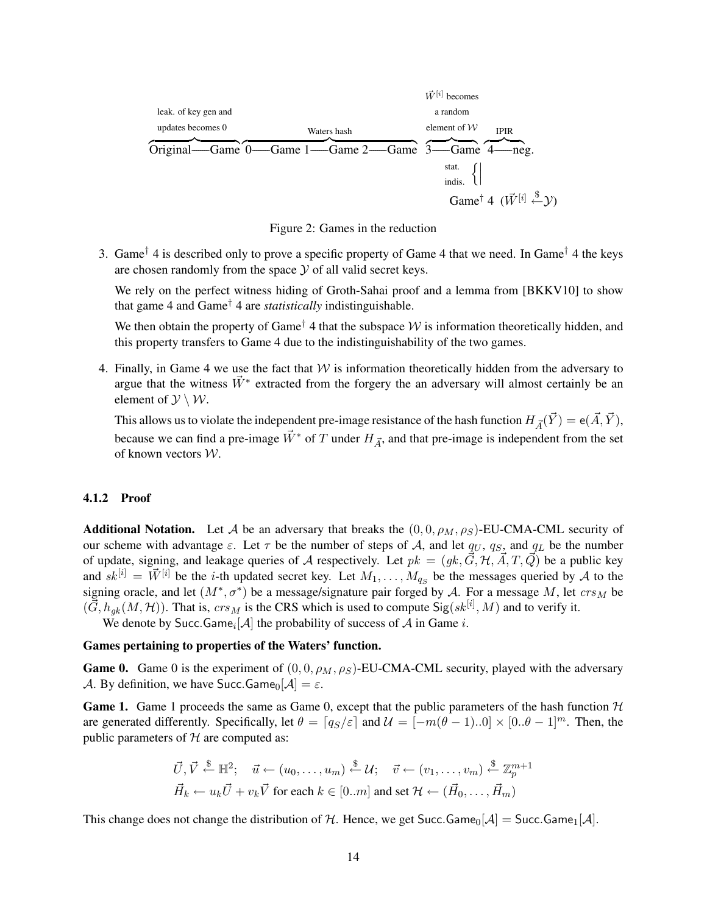$$\overbrace{\text{Original——Game}}^{\text{leak. of key gen and updates becomes 0}}\ \overbrace{0\text{——Game 1——Game 2——Game}}^{\text{Waters hash}}\ \overbrace{3\text{——Game}}^{\vec{W}^{[i]}\text{ becomes a random element of }\mathcal{W}}\ \overbrace{4\text{——neg.}}^{\text{IPIR}}$$

stat. indis.

$$\text{Game}^\dagger\ 4\ \ (\vec{W}^{[i]} \xleftarrow{\$} \mathcal{Y})$$

Figure 2: Games in the reduction

3. Game$^\dagger$ 4 is described only to prove a specific property of Game 4 that we need. In Game$^\dagger$ 4 the keys are chosen randomly from the space $\mathcal{Y}$ of all valid secret keys.

   We rely on the perfect witness hiding of Groth-Sahai proof and a lemma from [BKKV10] to show that game 4 and Game$^\dagger$ 4 are *statistically* indistinguishable.

   We then obtain the property of Game$^\dagger$ 4 that the subspace $\mathcal{W}$ is information theoretically hidden, and this property transfers to Game 4 due to the indistinguishability of the two games.

4. Finally, in Game 4 we use the fact that $\mathcal{W}$ is information theoretically hidden from the adversary to argue that the witness $\vec{W}^*$ extracted from the forgery the an adversary will almost certainly be an element of $\mathcal{Y} \setminus \mathcal{W}$.

   This allows us to violate the independent pre-image resistance of the hash function $H_{\vec{A}}(\vec{Y}) = \mathsf{e}(\vec{A}, \vec{Y})$, because we can find a pre-image $\vec{W}^*$ of $T$ under $H_{\vec{A}}$, and that pre-image is independent from the set of known vectors $\mathcal{W}$.

#### 4.1.2 Proof

**Additional Notation.** Let $\mathcal{A}$ be an adversary that breaks the $(0, 0, \rho_M, \rho_S)$-EU-CMA-CML security of our scheme with advantage $\varepsilon$. Let $\tau$ be the number of steps of $\mathcal{A}$, and let $q_U$, $q_S$, and $q_L$ be the number of update, signing, and leakage queries of $\mathcal{A}$ respectively. Let $pk = (gk, \vec{G}, \mathcal{H}, \vec{A}, T, \vec{Q})$ be a public key and $sk^{[i]} = \vec{W}^{[i]}$ be the $i$-th updated secret key. Let $M_1, \ldots, M_{q_S}$ be the messages queried by $\mathcal{A}$ to the signing oracle, and let $(M^*, \sigma^*)$ be a message/signature pair forged by $\mathcal{A}$. For a message $M$, let $crs_M$ be $(\vec{G}, h_{gk}(M, \mathcal{H}))$. That is, $crs_M$ is the CRS which is used to compute $\mathsf{Sig}(sk^{[i]}, M)$ and to verify it.

We denote by $\mathsf{Succ.Game}_i[\mathcal{A}]$ the probability of success of $\mathcal{A}$ in Game $i$.

**Games pertaining to properties of the Waters' function.**

**Game 0.** Game 0 is the experiment of $(0, 0, \rho_M, \rho_S)$-EU-CMA-CML security, played with the adversary $\mathcal{A}$. By definition, we have $\mathsf{Succ.Game}_0[\mathcal{A}] = \varepsilon$.

**Game 1.** Game 1 proceeds the same as Game 0, except that the public parameters of the hash function $\mathcal{H}$ are generated differently. Specifically, let $\theta = \lceil q_S/\varepsilon \rceil$ and $\mathcal{U} = [-m(\theta - 1)..0] \times [0..\theta - 1]^m$. Then, the public parameters of $\mathcal{H}$ are computed as:

$$\vec{U}, \vec{V} \xleftarrow{\$} \mathbb{H}^2; \quad \vec{u} \leftarrow (u_0, \ldots, u_m) \xleftarrow{\$} \mathcal{U}; \quad \vec{v} \leftarrow (v_1, \ldots, v_m) \xleftarrow{\$} \mathbb{Z}_p^{m+1}$$

$$\vec{H}_k \leftarrow u_k\vec{U} + v_k\vec{V} \text{ for each } k \in [0..m] \text{ and set } \mathcal{H} \leftarrow (\vec{H}_0, \ldots, \vec{H}_m)$$

This change does not change the distribution of $\mathcal{H}$. Hence, we get $\mathsf{Succ.Game}_0[\mathcal{A}] = \mathsf{Succ.Game}_1[\mathcal{A}]$.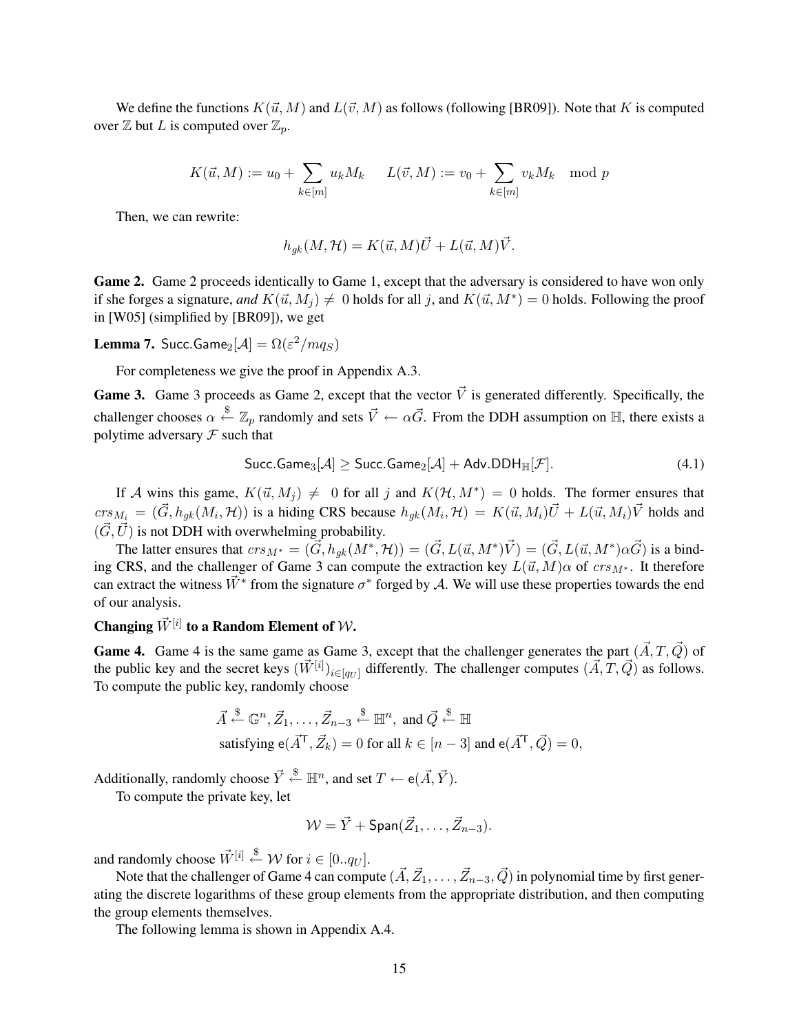We define the functions $K(\vec{u}, M)$ and $L(\vec{v}, M)$ as follows (following [BR09]). Note that $K$ is computed over $\mathbb{Z}$ but $L$ is computed over $\mathbb{Z}_p$.

$$K(\vec{u}, M) := u_0 + \sum_{k \in [m]} u_k M_k \qquad L(\vec{v}, M) := v_0 + \sum_{k \in [m]} v_k M_k \mod p$$

Then, we can rewrite:

$$h_{gk}(M, \mathcal{H}) = K(\vec{u}, M)\vec{U} + L(\vec{u}, M)\vec{V}.$$

**Game 2.** Game 2 proceeds identically to Game 1, except that the adversary is considered to have won only if she forges a signature, *and* $K(\vec{u}, M_j) \neq 0$ holds for all $j$, and $K(\vec{u}, M^*) = 0$ holds. Following the proof in [W05] (simplified by [BR09]), we get

**Lemma 7.** $\mathsf{Succ.Game}_2[\mathcal{A}] = \Omega(\varepsilon^2/mq_S)$

For completeness we give the proof in Appendix A.3.

**Game 3.** Game 3 proceeds as Game 2, except that the vector $\vec{V}$ is generated differently. Specifically, the challenger chooses $\alpha \xleftarrow{\$} \mathbb{Z}_p$ randomly and sets $\vec{V} \leftarrow \alpha\vec{G}$. From the DDH assumption on $\mathbb{H}$, there exists a polytime adversary $\mathcal{F}$ such that

$$\mathsf{Succ.Game}_3[\mathcal{A}] \geq \mathsf{Succ.Game}_2[\mathcal{A}] + \mathsf{Adv.DDH}_{\mathbb{H}}[\mathcal{F}]. \tag{4.1}$$

If $\mathcal{A}$ wins this game, $K(\vec{u}, M_j) \neq 0$ for all $j$ and $K(\mathcal{H}, M^*) = 0$ holds. The former ensures that $crs_{M_i} = (\vec{G}, h_{gk}(M_i, \mathcal{H}))$ is a hiding CRS because $h_{gk}(M_i, \mathcal{H}) = K(\vec{u}, M_i)\vec{U} + L(\vec{u}, M_i)\vec{V}$ holds and $(\vec{G}, \vec{U})$ is not DDH with overwhelming probability.

The latter ensures that $crs_{M^*} = (\vec{G}, h_{gk}(M^*, \mathcal{H})) = (\vec{G}, L(\vec{u}, M^*)\vec{V}) = (\vec{G}, L(\vec{u}, M^*)\alpha\vec{G})$ is a binding CRS, and the challenger of Game 3 can compute the extraction key $L(\vec{u}, M)\alpha$ of $crs_{M^*}$. It therefore can extract the witness $\vec{W}^*$ from the signature $\sigma^*$ forged by $\mathcal{A}$. We will use these properties towards the end of our analysis.

### Changing $\vec{W}^{[i]}$ to a Random Element of $\mathcal{W}$.

**Game 4.** Game 4 is the same game as Game 3, except that the challenger generates the part $(\vec{A}, T, \vec{Q})$ of the public key and the secret keys $(\vec{W}^{[i]})_{i \in [q_U]}$ differently. The challenger computes $(\vec{A}, T, \vec{Q})$ as follows. To compute the public key, randomly choose

$$\vec{A} \xleftarrow{\$} \mathbb{G}^n, \vec{Z}_1, \ldots, \vec{Z}_{n-3} \xleftarrow{\$} \mathbb{H}^n, \text{ and } \vec{Q} \xleftarrow{\$} \mathbb{H}$$
$$\text{satisfying } \mathsf{e}(\vec{A}^{\mathsf{T}}, \vec{Z}_k) = 0 \text{ for all } k \in [n-3] \text{ and } \mathsf{e}(\vec{A}^{\mathsf{T}}, \vec{Q}) = 0,$$

Additionally, randomly choose $\vec{Y} \xleftarrow{\$} \mathbb{H}^n$, and set $T \leftarrow \mathsf{e}(\vec{A}, \vec{Y})$.

To compute the private key, let

$$\mathcal{W} = \vec{Y} + \mathsf{Span}(\vec{Z}_1, \ldots, \vec{Z}_{n-3}).$$

and randomly choose $\vec{W}^{[i]} \xleftarrow{\$} \mathcal{W}$ for $i \in [0..q_U]$.

Note that the challenger of Game 4 can compute $(\vec{A}, \vec{Z}_1, \ldots, \vec{Z}_{n-3}, \vec{Q})$ in polynomial time by first generating the discrete logarithms of these group elements from the appropriate distribution, and then computing the group elements themselves.

The following lemma is shown in Appendix A.4.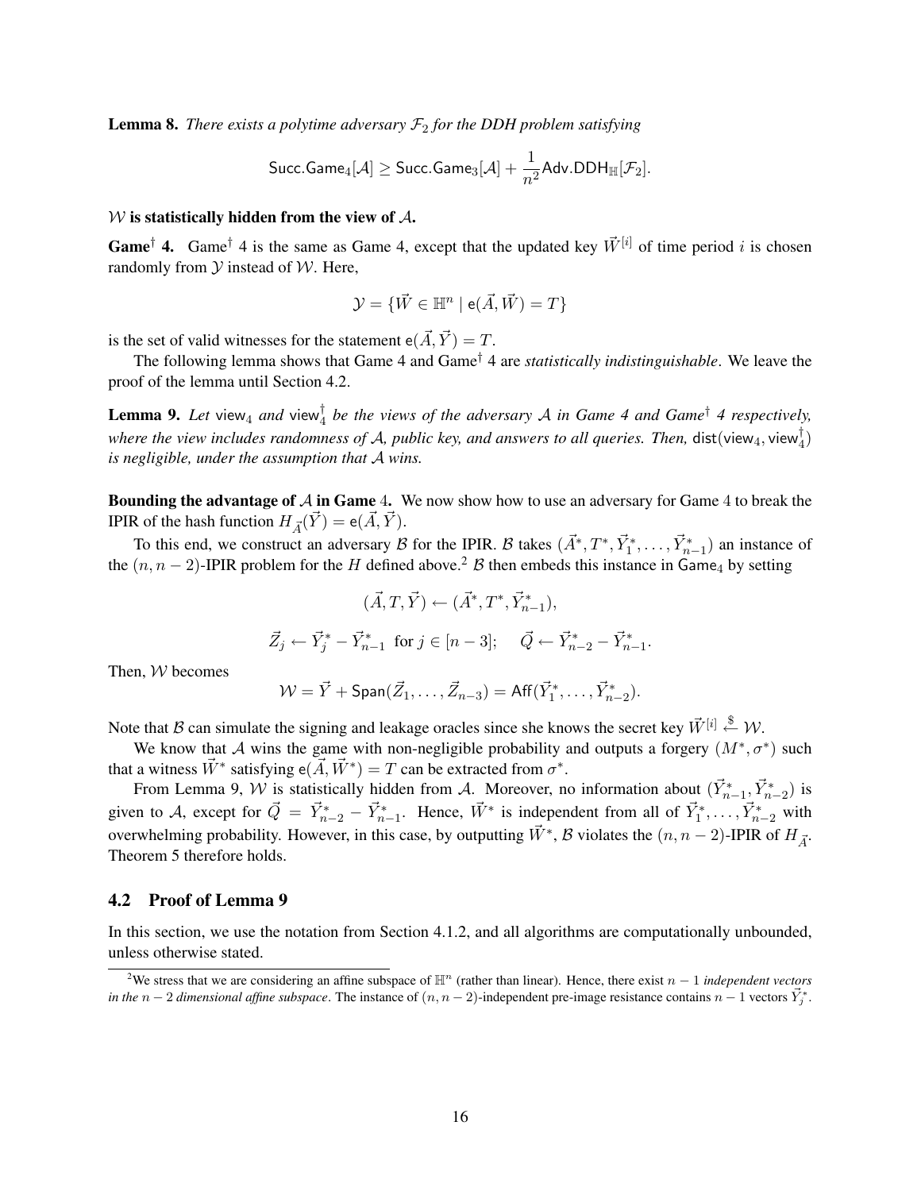**Lemma 8.** *There exists a polytime adversary $\mathcal{F}_2$ for the DDH problem satisfying*

$$\mathsf{Succ.Game}_4[\mathcal{A}] \geq \mathsf{Succ.Game}_3[\mathcal{A}] + \frac{1}{n^2}\mathsf{Adv.DDH}_{\mathbb{H}}[\mathcal{F}_2].$$

**$\mathcal{W}$ is statistically hidden from the view of $\mathcal{A}$.**

**Game$^\dagger$ 4.** Game$^\dagger$ 4 is the same as Game 4, except that the updated key $\vec{W}^{[i]}$ of time period $i$ is chosen randomly from $\mathcal{Y}$ instead of $\mathcal{W}$. Here,

$$\mathcal{Y} = \{\vec{W} \in \mathbb{H}^n \mid \mathsf{e}(\vec{A}, \vec{W}) = T\}$$

is the set of valid witnesses for the statement $\mathsf{e}(\vec{A}, \vec{Y}) = T$.

The following lemma shows that Game 4 and Game$^\dagger$ 4 are *statistically indistinguishable*. We leave the proof of the lemma until Section 4.2.

**Lemma 9.** *Let* $\mathsf{view}_4$ *and* $\mathsf{view}_4^\dagger$ *be the views of the adversary* $\mathcal{A}$ *in Game 4 and Game*$^\dagger$ *4 respectively, where the view includes randomness of* $\mathcal{A}$*, public key, and answers to all queries. Then,* $\mathsf{dist}(\mathsf{view}_4, \mathsf{view}_4^\dagger)$ *is negligible, under the assumption that* $\mathcal{A}$ *wins.*

**Bounding the advantage of $\mathcal{A}$ in Game 4.** We now show how to use an adversary for Game 4 to break the IPIR of the hash function $H_{\vec{A}}(\vec{Y}) = \mathsf{e}(\vec{A}, \vec{Y})$.

To this end, we construct an adversary $\mathcal{B}$ for the IPIR. $\mathcal{B}$ takes $(\vec{A}^*, T^*, \vec{Y}_1^*, \ldots, \vec{Y}_{n-1}^*)$ an instance of the $(n, n-2)$-IPIR problem for the $H$ defined above.[2] $\mathcal{B}$ then embeds this instance in $\mathsf{Game}_4$ by setting

$$(\vec{A}, T, \vec{Y}) \leftarrow (\vec{A}^*, T^*, \vec{Y}_{n-1}^*),$$

$$\vec{Z}_j \leftarrow \vec{Y}_j^* - \vec{Y}_{n-1}^* \text{ for } j \in [n-3]; \quad \vec{Q} \leftarrow \vec{Y}_{n-2}^* - \vec{Y}_{n-1}^*.$$

Then, $\mathcal{W}$ becomes

$$\mathcal{W} = \vec{Y} + \mathsf{Span}(\vec{Z}_1, \ldots, \vec{Z}_{n-3}) = \mathsf{Aff}(\vec{Y}_1^*, \ldots, \vec{Y}_{n-2}^*).$$

Note that $\mathcal{B}$ can simulate the signing and leakage oracles since she knows the secret key $\vec{W}^{[i]} \xleftarrow{\$} \mathcal{W}$.

We know that $\mathcal{A}$ wins the game with non-negligible probability and outputs a forgery $(M^*, \sigma^*)$ such that a witness $\vec{W}^*$ satisfying $\mathsf{e}(\vec{A}, \vec{W}^*) = T$ can be extracted from $\sigma^*$.

From Lemma 9, $\mathcal{W}$ is statistically hidden from $\mathcal{A}$. Moreover, no information about $(\vec{Y}_{n-1}^*, \vec{Y}_{n-2}^*)$ is given to $\mathcal{A}$, except for $\vec{Q} = \vec{Y}_{n-2}^* - \vec{Y}_{n-1}^*$. Hence, $\vec{W}^*$ is independent from all of $\vec{Y}_1^*, \ldots, \vec{Y}_{n-2}^*$ with overwhelming probability. However, in this case, by outputting $\vec{W}^*$, $\mathcal{B}$ violates the $(n, n-2)$-IPIR of $H_{\vec{A}}$. Theorem 5 therefore holds.

## 4.2 Proof of Lemma 9

In this section, we use the notation from Section 4.1.2, and all algorithms are computationally unbounded, unless otherwise stated.

[2] We stress that we are considering an affine subspace of $\mathbb{H}^n$ (rather than linear). Hence, there exist $n-1$ *independent vectors in the $n-2$ dimensional affine subspace*. The instance of $(n, n-2)$-independent pre-image resistance contains $n-1$ vectors $\vec{Y}_j^*$.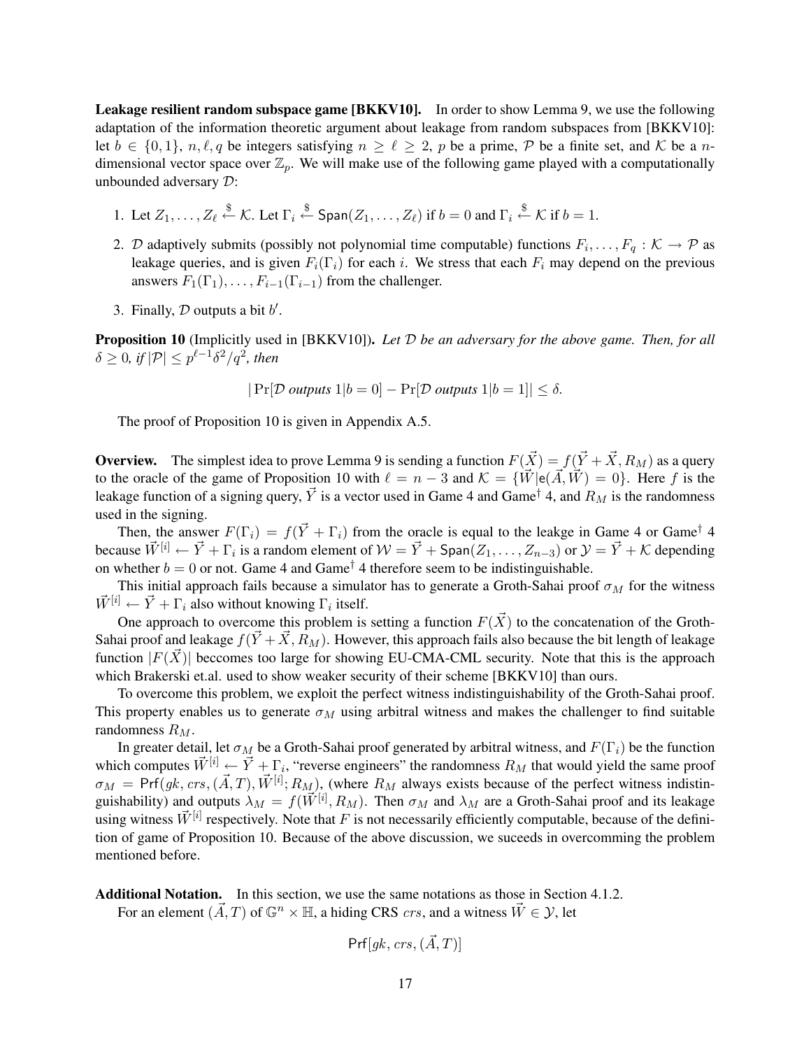**Leakage resilient random subspace game [BKKV10].** In order to show Lemma 9, we use the following adaptation of the information theoretic argument about leakage from random subspaces from [BKKV10]: let $b \in \{0,1\}$, $n, \ell, q$ be integers satisfying $n \geq \ell \geq 2$, $p$ be a prime, $\mathcal{P}$ be a finite set, and $\mathcal{K}$ be a $n$-dimensional vector space over $\mathbb{Z}_p$. We will make use of the following game played with a computationally unbounded adversary $\mathcal{D}$:

1. Let $Z_1, \ldots, Z_\ell \overset{\$}{\leftarrow} \mathcal{K}$. Let $\Gamma_i \overset{\$}{\leftarrow} \mathsf{Span}(Z_1, \ldots, Z_\ell)$ if $b = 0$ and $\Gamma_i \overset{\$}{\leftarrow} \mathcal{K}$ if $b = 1$.
2. $\mathcal{D}$ adaptively submits (possibly not polynomial time computable) functions $F_i, \ldots, F_q : \mathcal{K} \to \mathcal{P}$ as leakage queries, and is given $F_i(\Gamma_i)$ for each $i$. We stress that each $F_i$ may depend on the previous answers $F_1(\Gamma_1), \ldots, F_{i-1}(\Gamma_{i-1})$ from the challenger.
3. Finally, $\mathcal{D}$ outputs a bit $b'$.

**Proposition 10** (Implicitly used in [BKKV10]). *Let $\mathcal{D}$ be an adversary for the above game. Then, for all $\delta \geq 0$, if $|\mathcal{P}| \leq p^{\ell-1}\delta^2/q^2$, then*

$$|\Pr[\mathcal{D} \textit{ outputs } 1 | b = 0] - \Pr[\mathcal{D} \textit{ outputs } 1 | b = 1]| \leq \delta.$$

The proof of Proposition 10 is given in Appendix A.5.

**Overview.** The simplest idea to prove Lemma 9 is sending a function $F(\vec{X}) = f(\vec{Y} + \vec{X}, R_M)$ as a query to the oracle of the game of Proposition 10 with $\ell = n - 3$ and $\mathcal{K} = \{\vec{W} | \mathsf{e}(\vec{A}, \vec{W}) = 0\}$. Here $f$ is the leakage function of a signing query, $\vec{Y}$ is a vector used in Game 4 and Game$^\dagger$ 4, and $R_M$ is the randomness used in the signing.

Then, the answer $F(\Gamma_i) = f(\vec{Y} + \Gamma_i)$ from the oracle is equal to the leakge in Game 4 or Game$^\dagger$ 4 because $\vec{W}^{[i]} \leftarrow \vec{Y} + \Gamma_i$ is a random element of $\mathcal{W} = \vec{Y} + \mathsf{Span}(Z_1, \ldots, Z_{n-3})$ or $\mathcal{Y} = \vec{Y} + \mathcal{K}$ depending on whether $b = 0$ or not. Game 4 and Game$^\dagger$ 4 therefore seem to be indistinguishable.

This initial approach fails because a simulator has to generate a Groth-Sahai proof $\sigma_M$ for the witness $\vec{W}^{[i]} \leftarrow \vec{Y} + \Gamma_i$ also without knowing $\Gamma_i$ itself.

One approach to overcome this problem is setting a function $F(\vec{X})$ to the concatenation of the Groth-Sahai proof and leakage $f(\vec{Y} + \vec{X}, R_M)$. However, this approach fails also because the bit length of leakage function $|F(\vec{X})|$ beccomes too large for showing EU-CMA-CML security. Note that this is the approach which Brakerski et.al. used to show weaker security of their scheme [BKKV10] than ours.

To overcome this problem, we exploit the perfect witness indistinguishability of the Groth-Sahai proof. This property enables us to generate $\sigma_M$ using arbitral witness and makes the challenger to find suitable randomness $R_M$.

In greater detail, let $\sigma_M$ be a Groth-Sahai proof generated by arbitral witness, and $F(\Gamma_i)$ be the function which computes $\vec{W}^{[i]} \leftarrow \vec{Y} + \Gamma_i$, "reverse engineers" the randomness $R_M$ that would yield the same proof $\sigma_M = \mathsf{Prf}(gk, crs, (\vec{A}, T), \vec{W}^{[i]}; R_M)$, (where $R_M$ always exists because of the perfect witness indistinguishability) and outputs $\lambda_M = f(\vec{W}^{[i]}, R_M)$. Then $\sigma_M$ and $\lambda_M$ are a Groth-Sahai proof and its leakage using witness $\vec{W}^{[i]}$ respectively. Note that $F$ is not necessarily efficiently computable, because of the definition of game of Proposition 10. Because of the above discussion, we suceeds in overcomming the problem mentioned before.

**Additional Notation.** In this section, we use the same notations as those in Section 4.1.2.

For an element $(\vec{A}, T)$ of $\mathbb{G}^n \times \mathbb{H}$, a hiding CRS $crs$, and a witness $\vec{W} \in \mathcal{Y}$, let

$$\mathsf{Prf}[gk, crs, (\vec{A}, T)]$$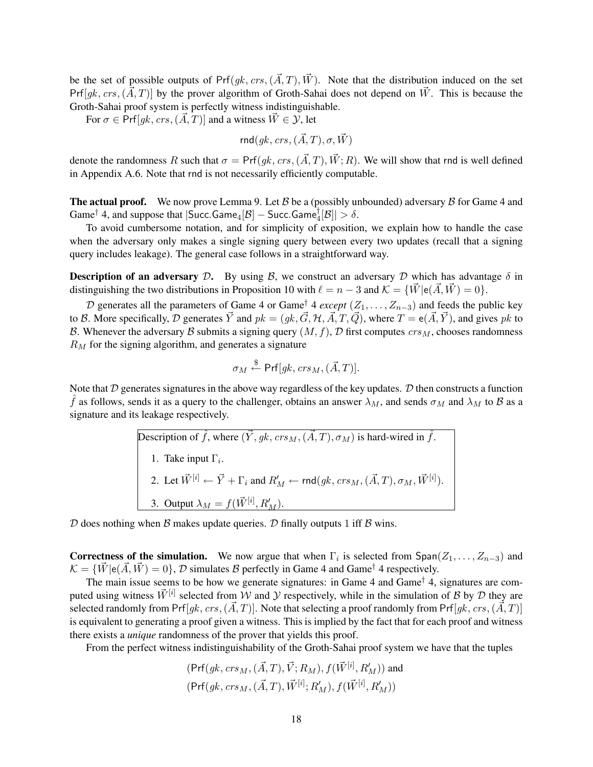be the set of possible outputs of $\mathsf{Prf}(gk, crs, (\vec{A}, T), \vec{W})$. Note that the distribution induced on the set $\mathsf{Prf}[gk, crs, (\vec{A}, T)]$ by the prover algorithm of Groth-Sahai does not depend on $\vec{W}$. This is because the Groth-Sahai proof system is perfectly witness indistinguishable.

For $\sigma \in \mathsf{Prf}[gk, crs, (\vec{A}, T)]$ and a witness $\vec{W} \in \mathcal{Y}$, let

$$\mathsf{rnd}(gk, crs, (\vec{A}, T), \sigma, \vec{W})$$

denote the randomness $R$ such that $\sigma = \mathsf{Prf}(gk, crs, (\vec{A}, T), \vec{W}; R)$. We will show that rnd is well defined in Appendix A.6. Note that rnd is not necessarily efficiently computable.

**The actual proof.** We now prove Lemma 9. Let $\mathcal{B}$ be a (possibly unbounded) adversary $\mathcal{B}$ for Game 4 and Game$^\dagger$ 4, and suppose that $|\mathsf{Succ.Game}_4[\mathcal{B}] - \mathsf{Succ.Game}_4^\dagger[\mathcal{B}]| > \delta$.

To avoid cumbersome notation, and for simplicity of exposition, we explain how to handle the case when the adversary only makes a single signing query between every two updates (recall that a signing query includes leakage). The general case follows in a straightforward way.

**Description of an adversary $\mathcal{D}$.** By using $\mathcal{B}$, we construct an adversary $\mathcal{D}$ which has advantage $\delta$ in distinguishing the two distributions in Proposition 10 with $\ell = n - 3$ and $\mathcal{K} = \{\vec{W} | \mathsf{e}(\vec{A}, \vec{W}) = 0\}$.

$\mathcal{D}$ generates all the parameters of Game 4 or Game$^\dagger$ 4 *except* $(Z_1, \ldots, Z_{n-3})$ and feeds the public key to $\mathcal{B}$. More specifically, $\mathcal{D}$ generates $\vec{Y}$ and $pk = (gk, \vec{G}, \mathcal{H}, \vec{A}, T, \vec{Q})$, where $T = \mathsf{e}(\vec{A}, \vec{Y})$, and gives $pk$ to $\mathcal{B}$. Whenever the adversary $\mathcal{B}$ submits a signing query $(M, f)$, $\mathcal{D}$ first computes $crs_M$, chooses randomness $R_M$ for the signing algorithm, and generates a signature

$$\sigma_M \xleftarrow{\$} \mathsf{Prf}[gk, crs_M, (\vec{A}, T)].$$

Note that $\mathcal{D}$ generates signatures in the above way regardless of the key updates. $\mathcal{D}$ then constructs a function $\hat{f}$ as follows, sends it as a query to the challenger, obtains an answer $\lambda_M$, and sends $\sigma_M$ and $\lambda_M$ to $\mathcal{B}$ as a signature and its leakage respectively.

> Description of $\hat{f}$, where $(\vec{Y}, gk, crs_M, (\vec{A}, T), \sigma_M)$ is hard-wired in $\hat{f}$.
>
> 1. Take input $\Gamma_i$.
> 2. Let $\vec{W}^{[i]} \leftarrow \vec{Y} + \Gamma_i$ and $R'_M \leftarrow \mathsf{rnd}(gk, crs_M, (\vec{A}, T), \sigma_M, \vec{W}^{[i]})$.
> 3. Output $\lambda_M = f(\vec{W}^{[i]}, R'_M)$.

$\mathcal{D}$ does nothing when $\mathcal{B}$ makes update queries. $\mathcal{D}$ finally outputs 1 iff $\mathcal{B}$ wins.

**Correctness of the simulation.** We now argue that when $\Gamma_i$ is selected from $\mathsf{Span}(Z_1, \ldots, Z_{n-3})$ and $\mathcal{K} = \{\vec{W} | \mathsf{e}(\vec{A}, \vec{W}) = 0\}$, $\mathcal{D}$ simulates $\mathcal{B}$ perfectly in Game 4 and Game$^\dagger$ 4 respectively.

The main issue seems to be how we generate signatures: in Game 4 and Game$^\dagger$ 4, signatures are computed using witness $\vec{W}^{[i]}$ selected from $\mathcal{W}$ and $\mathcal{Y}$ respectively, while in the simulation of $\mathcal{B}$ by $\mathcal{D}$ they are selected randomly from $\mathsf{Prf}[gk, crs, (\vec{A}, T)]$. Note that selecting a proof randomly from $\mathsf{Prf}[gk, crs, (\vec{A}, T)]$ is equivalent to generating a proof given a witness. This is implied by the fact that for each proof and witness there exists a ***unique*** randomness of the prover that yields this proof.

From the perfect witness indistinguishability of the Groth-Sahai proof system we have that the tuples

$$(\mathsf{Prf}(gk, crs_M, (\vec{A}, T), \vec{V}; R_M), f(\vec{W}^{[i]}, R'_M)) \text{ and}$$
$$(\mathsf{Prf}(gk, crs_M, (\vec{A}, T), \vec{W}^{[i]}; R'_M), f(\vec{W}^{[i]}, R'_M))$$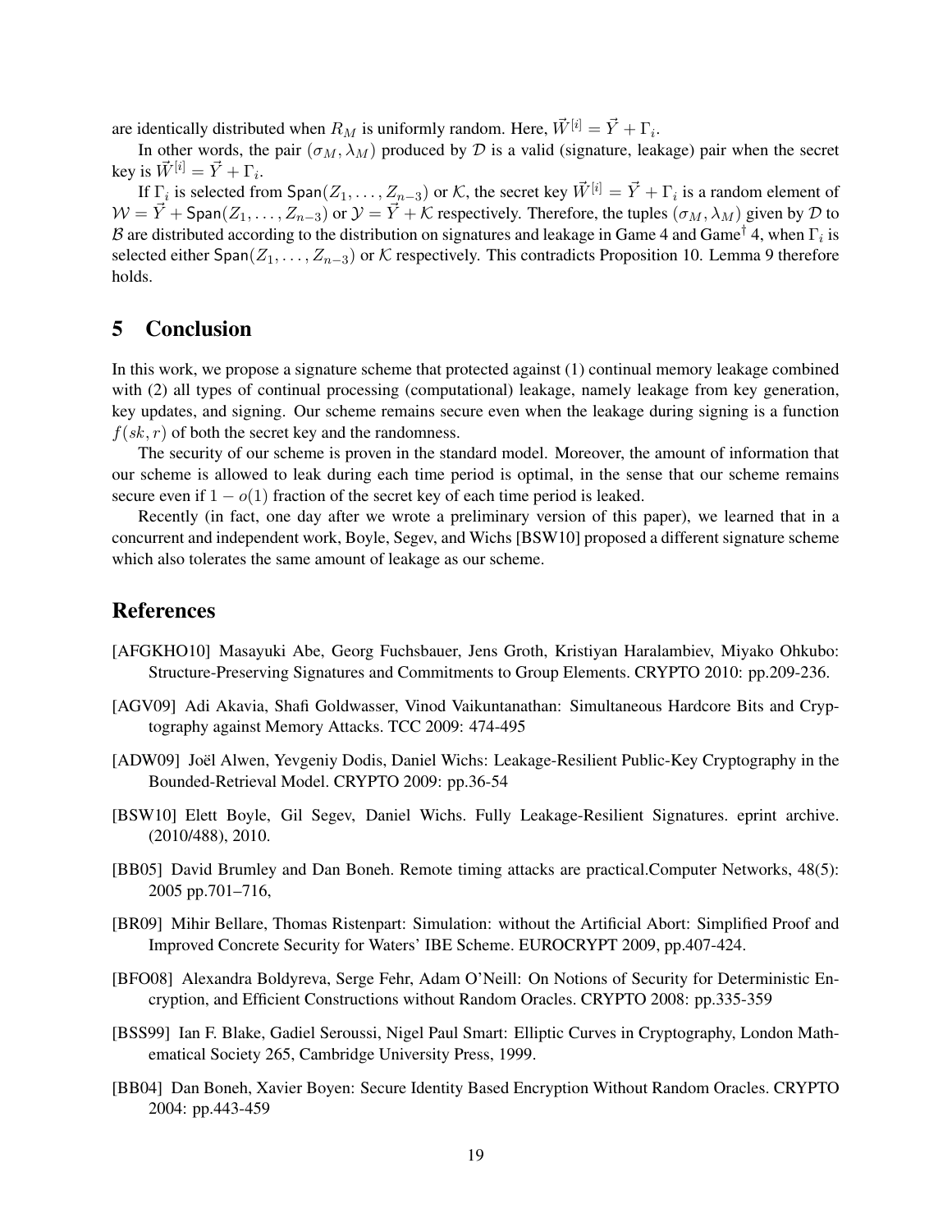are identically distributed when $R_M$ is uniformly random. Here, $\vec{W}^{[i]} = \vec{Y} + \Gamma_i$.

In other words, the pair $(\sigma_M, \lambda_M)$ produced by $\mathcal{D}$ is a valid (signature, leakage) pair when the secret key is $\vec{W}^{[i]} = \vec{Y} + \Gamma_i$.

If $\Gamma_i$ is selected from $\mathsf{Span}(Z_1, \ldots, Z_{n-3})$ or $\mathcal{K}$, the secret key $\vec{W}^{[i]} = \vec{Y} + \Gamma_i$ is a random element of $\mathcal{W} = \vec{Y} + \mathsf{Span}(Z_1, \ldots, Z_{n-3})$ or $\mathcal{Y} = \vec{Y} + \mathcal{K}$ respectively. Therefore, the tuples $(\sigma_M, \lambda_M)$ given by $\mathcal{D}$ to $\mathcal{B}$ are distributed according to the distribution on signatures and leakage in Game 4 and Game$^\dagger$ 4, when $\Gamma_i$ is selected either $\mathsf{Span}(Z_1, \ldots, Z_{n-3})$ or $\mathcal{K}$ respectively. This contradicts Proposition 10. Lemma 9 therefore holds.

## 5 Conclusion

In this work, we propose a signature scheme that protected against (1) continual memory leakage combined with (2) all types of continual processing (computational) leakage, namely leakage from key generation, key updates, and signing. Our scheme remains secure even when the leakage during signing is a function $f(sk, r)$ of both the secret key and the randomness.

The security of our scheme is proven in the standard model. Moreover, the amount of information that our scheme is allowed to leak during each time period is optimal, in the sense that our scheme remains secure even if $1 - o(1)$ fraction of the secret key of each time period is leaked.

Recently (in fact, one day after we wrote a preliminary version of this paper), we learned that in a concurrent and independent work, Boyle, Segev, and Wichs [BSW10] proposed a different signature scheme which also tolerates the same amount of leakage as our scheme.

## References

[AFGKHO10] Masayuki Abe, Georg Fuchsbauer, Jens Groth, Kristiyan Haralambiev, Miyako Ohkubo: Structure-Preserving Signatures and Commitments to Group Elements. CRYPTO 2010: pp.209-236.

[AGV09] Adi Akavia, Shafi Goldwasser, Vinod Vaikuntanathan: Simultaneous Hardcore Bits and Cryptography against Memory Attacks. TCC 2009: 474-495

[ADW09] Joël Alwen, Yevgeniy Dodis, Daniel Wichs: Leakage-Resilient Public-Key Cryptography in the Bounded-Retrieval Model. CRYPTO 2009: pp.36-54

[BSW10] Elett Boyle, Gil Segev, Daniel Wichs. Fully Leakage-Resilient Signatures. eprint archive. (2010/488), 2010.

[BB05] David Brumley and Dan Boneh. Remote timing attacks are practical.Computer Networks, 48(5): 2005 pp.701–716,

[BR09] Mihir Bellare, Thomas Ristenpart: Simulation: without the Artificial Abort: Simplified Proof and Improved Concrete Security for Waters' IBE Scheme. EUROCRYPT 2009, pp.407-424.

[BFO08] Alexandra Boldyreva, Serge Fehr, Adam O'Neill: On Notions of Security for Deterministic Encryption, and Efficient Constructions without Random Oracles. CRYPTO 2008: pp.335-359

[BSS99] Ian F. Blake, Gadiel Seroussi, Nigel Paul Smart: Elliptic Curves in Cryptography, London Mathematical Society 265, Cambridge University Press, 1999.

[BB04] Dan Boneh, Xavier Boyen: Secure Identity Based Encryption Without Random Oracles. CRYPTO 2004: pp.443-459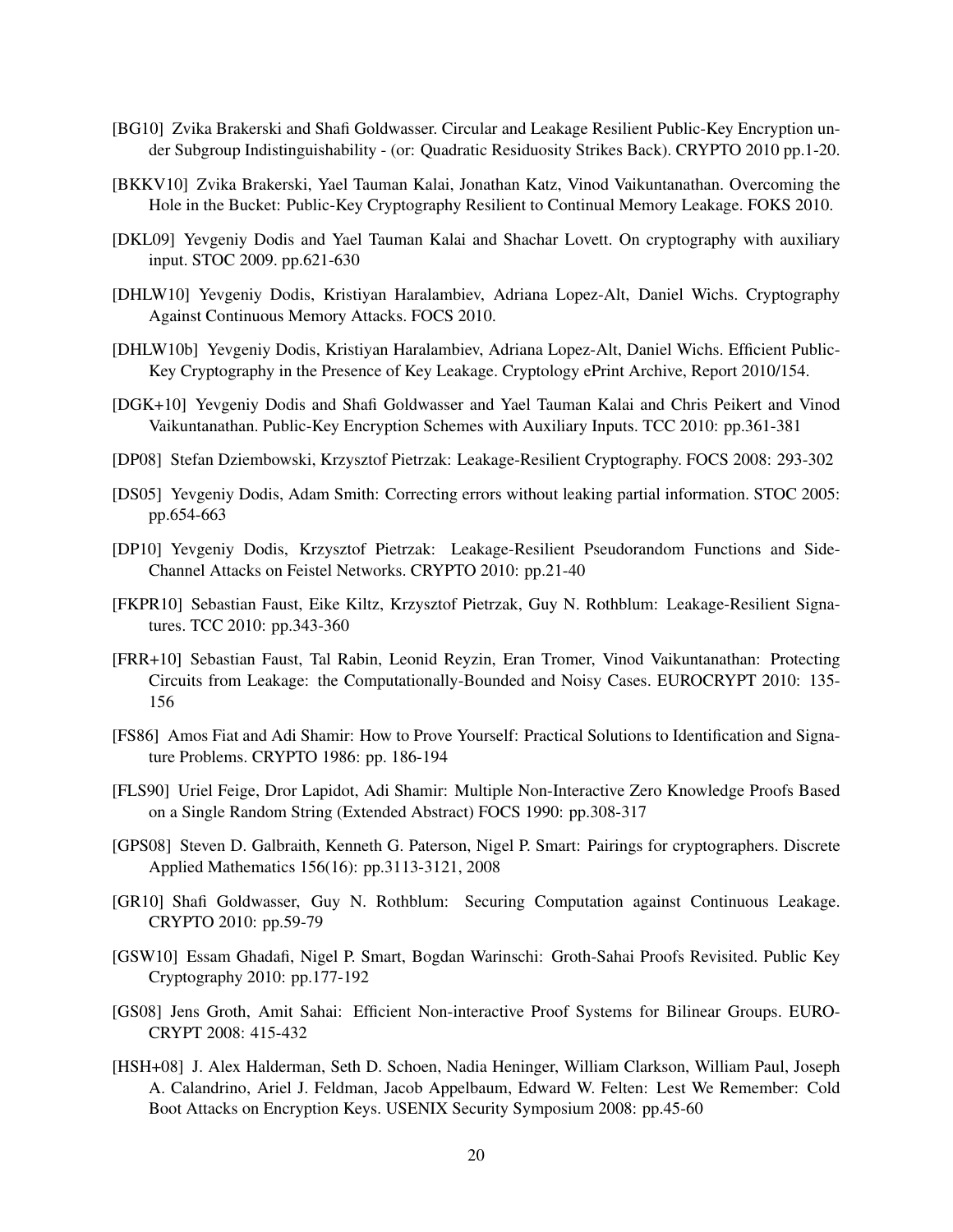[BG10] Zvika Brakerski and Shafi Goldwasser. Circular and Leakage Resilient Public-Key Encryption under Subgroup Indistinguishability - (or: Quadratic Residuosity Strikes Back). CRYPTO 2010 pp.1-20.

[BKKV10] Zvika Brakerski, Yael Tauman Kalai, Jonathan Katz, Vinod Vaikuntanathan. Overcoming the Hole in the Bucket: Public-Key Cryptography Resilient to Continual Memory Leakage. FOKS 2010.

[DKL09] Yevgeniy Dodis and Yael Tauman Kalai and Shachar Lovett. On cryptography with auxiliary input. STOC 2009. pp.621-630

[DHLW10] Yevgeniy Dodis, Kristiyan Haralambiev, Adriana Lopez-Alt, Daniel Wichs. Cryptography Against Continuous Memory Attacks. FOCS 2010.

[DHLW10b] Yevgeniy Dodis, Kristiyan Haralambiev, Adriana Lopez-Alt, Daniel Wichs. Efficient Public-Key Cryptography in the Presence of Key Leakage. Cryptology ePrint Archive, Report 2010/154.

[DGK+10] Yevgeniy Dodis and Shafi Goldwasser and Yael Tauman Kalai and Chris Peikert and Vinod Vaikuntanathan. Public-Key Encryption Schemes with Auxiliary Inputs. TCC 2010: pp.361-381

[DP08] Stefan Dziembowski, Krzysztof Pietrzak: Leakage-Resilient Cryptography. FOCS 2008: 293-302

[DS05] Yevgeniy Dodis, Adam Smith: Correcting errors without leaking partial information. STOC 2005: pp.654-663

[DP10] Yevgeniy Dodis, Krzysztof Pietrzak: Leakage-Resilient Pseudorandom Functions and Side-Channel Attacks on Feistel Networks. CRYPTO 2010: pp.21-40

[FKPR10] Sebastian Faust, Eike Kiltz, Krzysztof Pietrzak, Guy N. Rothblum: Leakage-Resilient Signatures. TCC 2010: pp.343-360

[FRR+10] Sebastian Faust, Tal Rabin, Leonid Reyzin, Eran Tromer, Vinod Vaikuntanathan: Protecting Circuits from Leakage: the Computationally-Bounded and Noisy Cases. EUROCRYPT 2010: 135-156

[FS86] Amos Fiat and Adi Shamir: How to Prove Yourself: Practical Solutions to Identification and Signature Problems. CRYPTO 1986: pp. 186-194

[FLS90] Uriel Feige, Dror Lapidot, Adi Shamir: Multiple Non-Interactive Zero Knowledge Proofs Based on a Single Random String (Extended Abstract) FOCS 1990: pp.308-317

[GPS08] Steven D. Galbraith, Kenneth G. Paterson, Nigel P. Smart: Pairings for cryptographers. Discrete Applied Mathematics 156(16): pp.3113-3121, 2008

[GR10] Shafi Goldwasser, Guy N. Rothblum: Securing Computation against Continuous Leakage. CRYPTO 2010: pp.59-79

[GSW10] Essam Ghadafi, Nigel P. Smart, Bogdan Warinschi: Groth-Sahai Proofs Revisited. Public Key Cryptography 2010: pp.177-192

[GS08] Jens Groth, Amit Sahai: Efficient Non-interactive Proof Systems for Bilinear Groups. EUROCRYPT 2008: 415-432

[HSH+08] J. Alex Halderman, Seth D. Schoen, Nadia Heninger, William Clarkson, William Paul, Joseph A. Calandrino, Ariel J. Feldman, Jacob Appelbaum, Edward W. Felten: Lest We Remember: Cold Boot Attacks on Encryption Keys. USENIX Security Symposium 2008: pp.45-60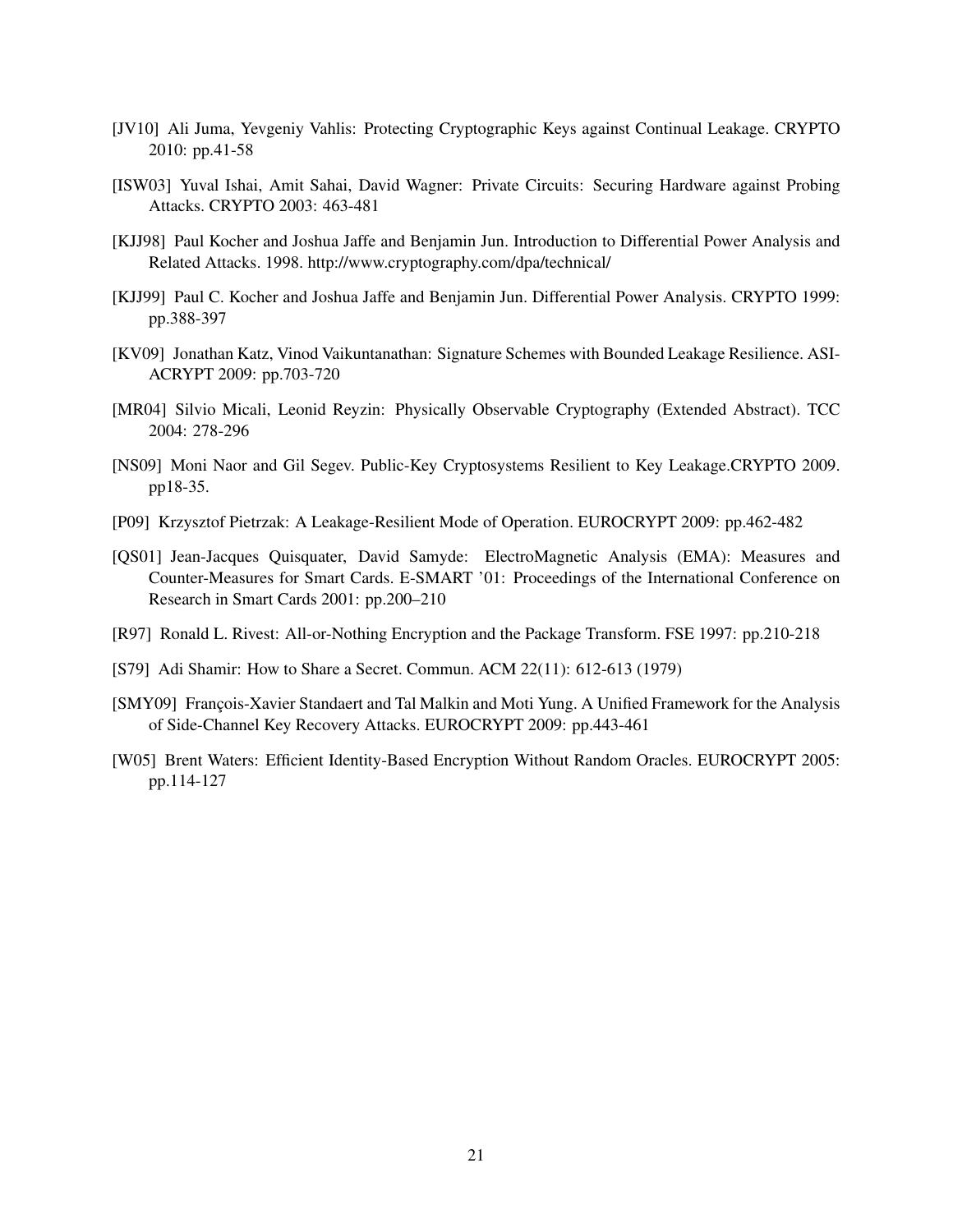[JV10] Ali Juma, Yevgeniy Vahlis: Protecting Cryptographic Keys against Continual Leakage. CRYPTO 2010: pp.41-58

[ISW03] Yuval Ishai, Amit Sahai, David Wagner: Private Circuits: Securing Hardware against Probing Attacks. CRYPTO 2003: 463-481

[KJJ98] Paul Kocher and Joshua Jaffe and Benjamin Jun. Introduction to Differential Power Analysis and Related Attacks. 1998. http://www.cryptography.com/dpa/technical/

[KJJ99] Paul C. Kocher and Joshua Jaffe and Benjamin Jun. Differential Power Analysis. CRYPTO 1999: pp.388-397

[KV09] Jonathan Katz, Vinod Vaikuntanathan: Signature Schemes with Bounded Leakage Resilience. ASIACRYPT 2009: pp.703-720

[MR04] Silvio Micali, Leonid Reyzin: Physically Observable Cryptography (Extended Abstract). TCC 2004: 278-296

[NS09] Moni Naor and Gil Segev. Public-Key Cryptosystems Resilient to Key Leakage.CRYPTO 2009. pp18-35.

[P09] Krzysztof Pietrzak: A Leakage-Resilient Mode of Operation. EUROCRYPT 2009: pp.462-482

[QS01] Jean-Jacques Quisquater, David Samyde: ElectroMagnetic Analysis (EMA): Measures and Counter-Measures for Smart Cards. E-SMART '01: Proceedings of the International Conference on Research in Smart Cards 2001: pp.200–210

[R97] Ronald L. Rivest: All-or-Nothing Encryption and the Package Transform. FSE 1997: pp.210-218

[S79] Adi Shamir: How to Share a Secret. Commun. ACM 22(11): 612-613 (1979)

[SMY09] François-Xavier Standaert and Tal Malkin and Moti Yung. A Unified Framework for the Analysis of Side-Channel Key Recovery Attacks. EUROCRYPT 2009: pp.443-461

[W05] Brent Waters: Efficient Identity-Based Encryption Without Random Oracles. EUROCRYPT 2005: pp.114-127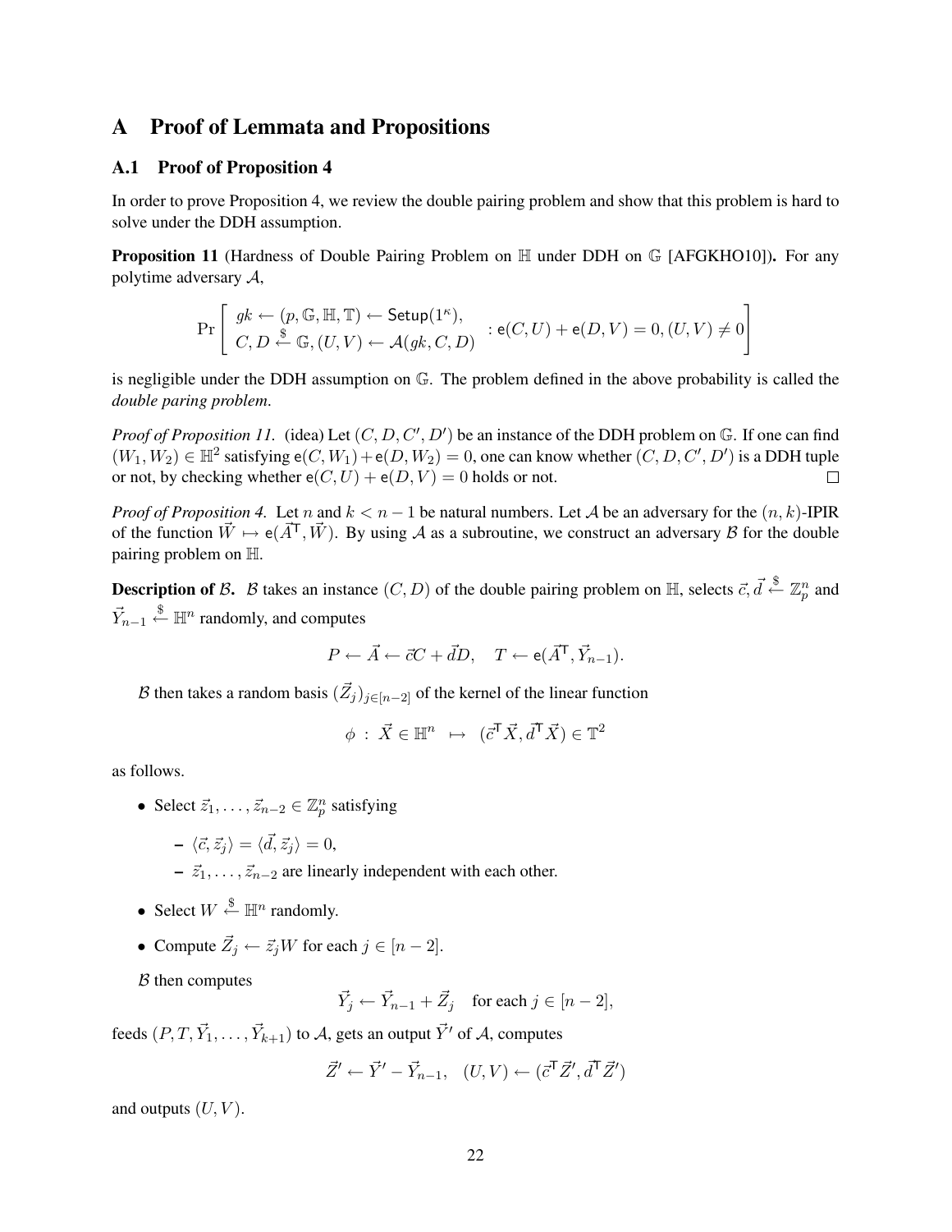# A Proof of Lemmata and Propositions

## A.1 Proof of Proposition 4

In order to prove Proposition 4, we review the double pairing problem and show that this problem is hard to solve under the DDH assumption.

**Proposition 11** (Hardness of Double Pairing Problem on $\mathbb{H}$ under DDH on $\mathbb{G}$ [AFGKHO10])**.** For any polytime adversary $\mathcal{A}$,

$$\Pr\left[\begin{array}{l} gk \leftarrow (p, \mathbb{G}, \mathbb{H}, \mathbb{T}) \leftarrow \mathsf{Setup}(1^\kappa), \\ C, D \stackrel{\$}{\leftarrow} \mathbb{G}, (U, V) \leftarrow \mathcal{A}(gk, C, D) \end{array} : \mathsf{e}(C, U) + \mathsf{e}(D, V) = 0, (U, V) \neq 0\right]$$

is negligible under the DDH assumption on $\mathbb{G}$. The problem defined in the above probability is called the *double paring problem*.

*Proof of Proposition 11.* (idea) Let $(C, D, C', D')$ be an instance of the DDH problem on $\mathbb{G}$. If one can find $(W_1, W_2) \in \mathbb{H}^2$ satisfying $\mathsf{e}(C, W_1) + \mathsf{e}(D, W_2) = 0$, one can know whether $(C, D, C', D')$ is a DDH tuple or not, by checking whether $\mathsf{e}(C, U) + \mathsf{e}(D, V) = 0$ holds or not. □

*Proof of Proposition 4.* Let $n$ and $k < n - 1$ be natural numbers. Let $\mathcal{A}$ be an adversary for the $(n, k)$-IPIR of the function $\vec{W} \mapsto \mathsf{e}(\vec{A}^\mathsf{T}, \vec{W})$. By using $\mathcal{A}$ as a subroutine, we construct an adversary $\mathcal{B}$ for the double pairing problem on $\mathbb{H}$.

**Description of $\mathcal{B}$.** $\mathcal{B}$ takes an instance $(C, D)$ of the double pairing problem on $\mathbb{H}$, selects $\vec{c}, \vec{d} \stackrel{\$}{\leftarrow} \mathbb{Z}_p^n$ and $\vec{Y}_{n-1} \stackrel{\$}{\leftarrow} \mathbb{H}^n$ randomly, and computes

$$P \leftarrow \vec{A} \leftarrow \vec{c}C + \vec{d}D, \quad T \leftarrow \mathsf{e}(\vec{A}^\mathsf{T}, \vec{Y}_{n-1}).$$

$\mathcal{B}$ then takes a random basis $(\vec{Z}_j)_{j \in [n-2]}$ of the kernel of the linear function

$$\phi \;:\; \vec{X} \in \mathbb{H}^n \;\;\mapsto\;\; (\vec{c}^\mathsf{T}\vec{X}, \vec{d}^\mathsf{T}\vec{X}) \in \mathbb{T}^2$$

as follows.

- Select $\vec{z}_1, \ldots, \vec{z}_{n-2} \in \mathbb{Z}_p^n$ satisfying
  - $\langle \vec{c}, \vec{z}_j \rangle = \langle \vec{d}, \vec{z}_j \rangle = 0$,
  - $\vec{z}_1, \ldots, \vec{z}_{n-2}$ are linearly independent with each other.
- Select $W \stackrel{\$}{\leftarrow} \mathbb{H}^n$ randomly.
- Compute $\vec{Z}_j \leftarrow \vec{z}_j W$ for each $j \in [n-2]$.

$\mathcal{B}$ then computes

$$\vec{Y}_j \leftarrow \vec{Y}_{n-1} + \vec{Z}_j \quad \text{for each } j \in [n-2],$$

feeds $(P, T, \vec{Y}_1, \ldots, \vec{Y}_{k+1})$ to $\mathcal{A}$, gets an output $\vec{Y}'$ of $\mathcal{A}$, computes

$$\vec{Z}' \leftarrow \vec{Y}' - \vec{Y}_{n-1}, \quad (U, V) \leftarrow (\vec{c}^\mathsf{T}\vec{Z}', \vec{d}^\mathsf{T}\vec{Z}')$$

and outputs $(U, V)$.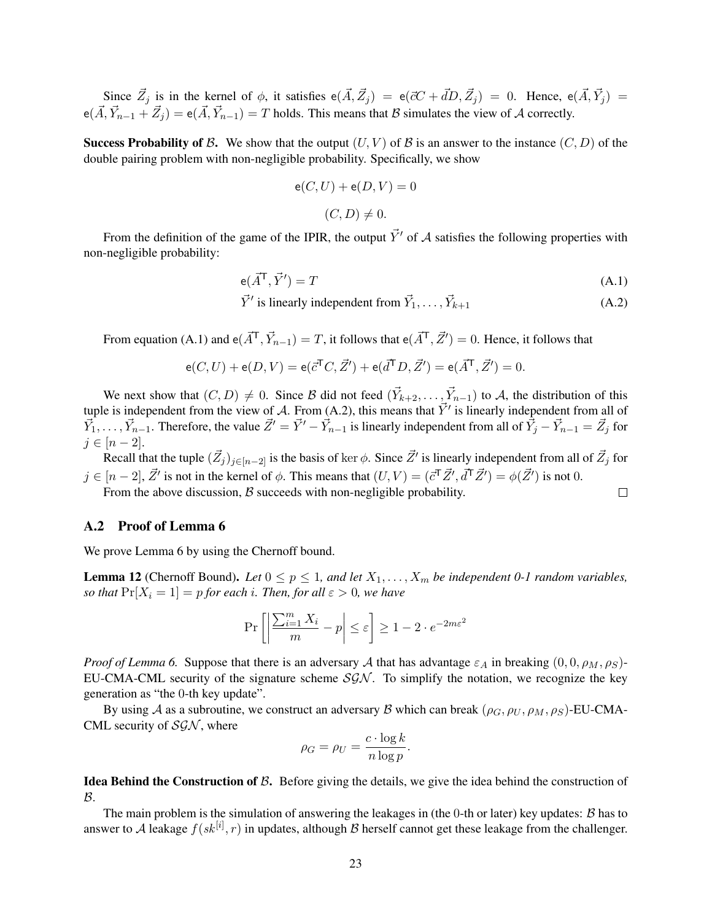Since $\vec{Z}_j$ is in the kernel of $\phi$, it satisfies $\mathsf{e}(\vec{A}, \vec{Z}_j) = \mathsf{e}(\vec{c}C + \vec{d}D, \vec{Z}_j) = 0$. Hence, $\mathsf{e}(\vec{A}, \vec{Y}_j) = \mathsf{e}(\vec{A}, \vec{Y}_{n-1} + \vec{Z}_j) = \mathsf{e}(\vec{A}, \vec{Y}_{n-1}) = T$ holds. This means that $\mathcal{B}$ simulates the view of $\mathcal{A}$ correctly.

**Success Probability of $\mathcal{B}$.** We show that the output $(U, V)$ of $\mathcal{B}$ is an answer to the instance $(C, D)$ of the double pairing problem with non-negligible probability. Specifically, we show

$$\mathsf{e}(C, U) + \mathsf{e}(D, V) = 0$$

$$(C, D) \neq 0.$$

From the definition of the game of the IPIR, the output $\vec{Y}'$ of $\mathcal{A}$ satisfies the following properties with non-negligible probability:

$$\mathsf{e}(\vec{A}^{\mathsf{T}}, \vec{Y}') = T \tag{A.1}$$

$$\vec{Y}' \text{ is linearly independent from } \vec{Y}_1, \ldots, \vec{Y}_{k+1} \tag{A.2}$$

From equation (A.1) and $\mathsf{e}(\vec{A}^{\mathsf{T}}, \vec{Y}_{n-1}) = T$, it follows that $\mathsf{e}(\vec{A}^{\mathsf{T}}, \vec{Z}') = 0$. Hence, it follows that

$$\mathsf{e}(C, U) + \mathsf{e}(D, V) = \mathsf{e}(\vec{c}^{\mathsf{T}} C, \vec{Z}') + \mathsf{e}(\vec{d}^{\mathsf{T}} D, \vec{Z}') = \mathsf{e}(\vec{A}^{\mathsf{T}}, \vec{Z}') = 0.$$

We next show that $(C, D) \neq 0$. Since $\mathcal{B}$ did not feed $(\vec{Y}_{k+2}, \ldots, \vec{Y}_{n-1})$ to $\mathcal{A}$, the distribution of this tuple is independent from the view of $\mathcal{A}$. From (A.2), this means that $\vec{Y}'$ is linearly independent from all of $\vec{Y}_1, \ldots, \vec{Y}_{n-1}$. Therefore, the value $\vec{Z}' = \vec{Y}' - \vec{Y}_{n-1}$ is linearly independent from all of $\vec{Y}_j - \vec{Y}_{n-1} = \vec{Z}_j$ for $j \in [n-2]$.

Recall that the tuple $(\vec{Z}_j)_{j \in [n-2]}$ is the basis of $\ker \phi$. Since $\vec{Z}'$ is linearly independent from all of $\vec{Z}_j$ for $j \in [n-2]$, $\vec{Z}'$ is not in the kernel of $\phi$. This means that $(U, V) = (\vec{c}^{\mathsf{T}} \vec{Z}', \vec{d}^{\mathsf{T}} \vec{Z}') = \phi(\vec{Z}')$ is not 0.

From the above discussion, $\mathcal{B}$ succeeds with non-negligible probability. □

## A.2 Proof of Lemma 6

We prove Lemma 6 by using the Chernoff bound.

**Lemma 12** (Chernoff Bound). *Let $0 \leq p \leq 1$, and let $X_1, \ldots, X_m$ be independent 0-1 random variables, so that $\Pr[X_i = 1] = p$ for each $i$. Then, for all $\varepsilon > 0$, we have*

$$\Pr\left[\left|\frac{\sum_{i=1}^{m} X_i}{m} - p\right| \leq \varepsilon\right] \geq 1 - 2 \cdot e^{-2m\varepsilon^2}$$

*Proof of Lemma 6.* Suppose that there is an adversary $\mathcal{A}$ that has advantage $\varepsilon_A$ in breaking $(0, 0, \rho_M, \rho_S)$-EU-CMA-CML security of the signature scheme $\mathcal{SGN}$. To simplify the notation, we recognize the key generation as "the 0-th key update".

By using $\mathcal{A}$ as a subroutine, we construct an adversary $\mathcal{B}$ which can break $(\rho_G, \rho_U, \rho_M, \rho_S)$-EU-CMA-CML security of $\mathcal{SGN}$, where

$$\rho_G = \rho_U = \frac{c \cdot \log k}{n \log p}.$$

**Idea Behind the Construction of $\mathcal{B}$.** Before giving the details, we give the idea behind the construction of $\mathcal{B}$.

The main problem is the simulation of answering the leakages in (the 0-th or later) key updates: $\mathcal{B}$ has to answer to $\mathcal{A}$ leakage $f(sk^{[i]}, r)$ in updates, although $\mathcal{B}$ herself cannot get these leakage from the challenger.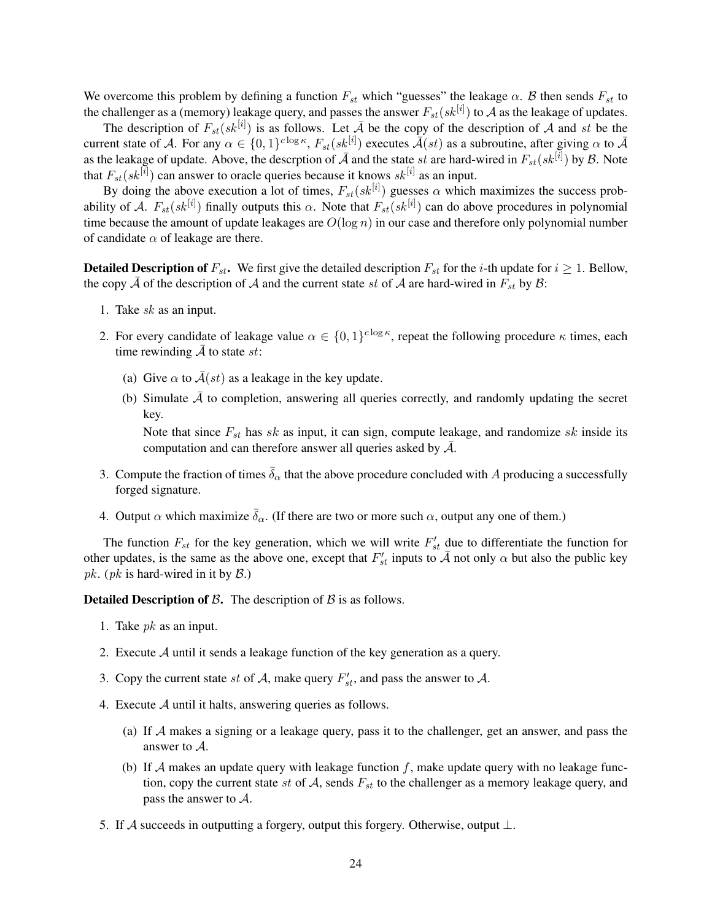We overcome this problem by defining a function $F_{st}$ which "guesses" the leakage $\alpha$. $\mathcal{B}$ then sends $F_{st}$ to the challenger as a (memory) leakage query, and passes the answer $F_{st}(sk^{[i]})$ to $\mathcal{A}$ as the leakage of updates.

The description of $F_{st}(sk^{[i]})$ is as follows. Let $\bar{A}$ be the copy of the description of $\mathcal{A}$ and $st$ be the current state of $\mathcal{A}$. For any $\alpha \in \{0,1\}^{c \log \kappa}$, $F_{st}(sk^{[i]})$ executes $\bar{\mathcal{A}}(st)$ as a subroutine, after giving $\alpha$ to $\bar{A}$ as the leakage of update. Above, the descrption of $\bar{A}$ and the state $st$ are hard-wired in $F_{st}(sk^{[i]})$ by $\mathcal{B}$. Note that $F_{st}(sk^{[i]})$ can answer to oracle queries because it knows $sk^{[i]}$ as an input.

By doing the above execution a lot of times, $F_{st}(sk^{[i]})$ guesses $\alpha$ which maximizes the success probability of $\mathcal{A}$. $F_{st}(sk^{[i]})$ finally outputs this $\alpha$. Note that $F_{st}(sk^{[i]})$ can do above procedures in polynomial time because the amount of update leakages are $O(\log n)$ in our case and therefore only polynomial number of candidate $\alpha$ of leakage are there.

**Detailed Description of $F_{st}$.** We first give the detailed description $F_{st}$ for the $i$-th update for $i \geq 1$. Bellow, the copy $\bar{A}$ of the description of $\mathcal{A}$ and the current state $st$ of $\mathcal{A}$ are hard-wired in $F_{st}$ by $\mathcal{B}$:

1. Take $sk$ as an input.
2. For every candidate of leakage value $\alpha \in \{0,1\}^{c \log \kappa}$, repeat the following procedure $\kappa$ times, each time rewinding $\bar{A}$ to state $st$:
   (a) Give $\alpha$ to $\bar{\mathcal{A}}(st)$ as a leakage in the key update.
   (b) Simulate $\bar{A}$ to completion, answering all queries correctly, and randomly updating the secret key.
   Note that since $F_{st}$ has $sk$ as input, it can sign, compute leakage, and randomize $sk$ inside its computation and can therefore answer all queries asked by $\bar{A}$.
3. Compute the fraction of times $\bar{\delta}_\alpha$ that the above procedure concluded with $A$ producing a successfully forged signature.
4. Output $\alpha$ which maximize $\bar{\delta}_\alpha$. (If there are two or more such $\alpha$, output any one of them.)

The function $F_{st}$ for the key generation, which we will write $F'_{st}$ due to differentiate the function for other updates, is the same as the above one, except that $F'_{st}$ inputs to $\bar{A}$ not only $\alpha$ but also the public key $pk$. ($pk$ is hard-wired in it by $\mathcal{B}$.)

**Detailed Description of $\mathcal{B}$.** The description of $\mathcal{B}$ is as follows.

1. Take $pk$ as an input.
2. Execute $\mathcal{A}$ until it sends a leakage function of the key generation as a query.
3. Copy the current state $st$ of $\mathcal{A}$, make query $F'_{st}$, and pass the answer to $\mathcal{A}$.
4. Execute $\mathcal{A}$ until it halts, answering queries as follows.
   (a) If $\mathcal{A}$ makes a signing or a leakage query, pass it to the challenger, get an answer, and pass the answer to $\mathcal{A}$.
   (b) If $\mathcal{A}$ makes an update query with leakage function $f$, make update query with no leakage function, copy the current state $st$ of $\mathcal{A}$, sends $F_{st}$ to the challenger as a memory leakage query, and pass the answer to $\mathcal{A}$.
5. If $\mathcal{A}$ succeeds in outputting a forgery, output this forgery. Otherwise, output $\perp$.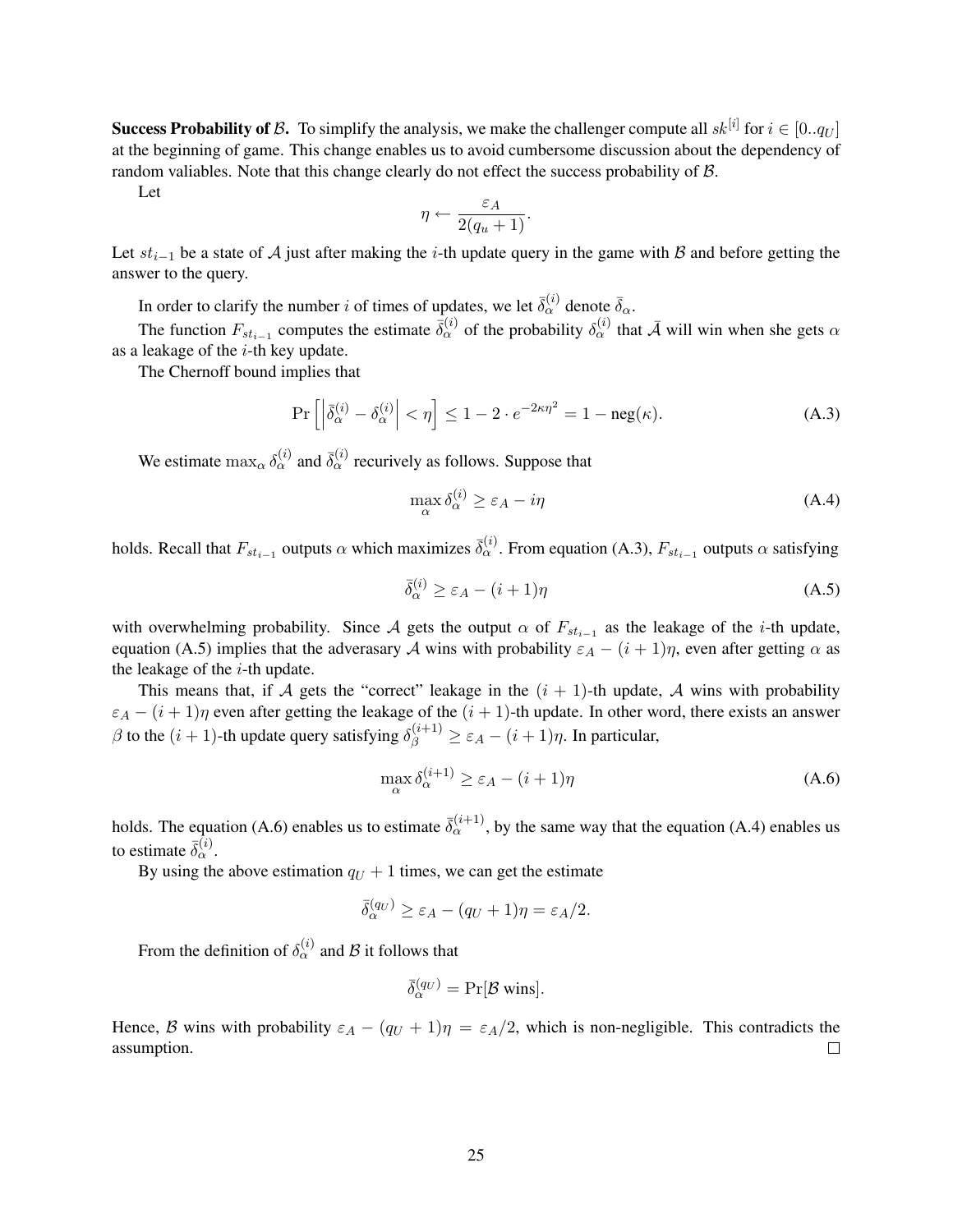**Success Probability of $\mathcal{B}$.** To simplify the analysis, we make the challenger compute all $sk^{[i]}$ for $i \in [0..q_U]$ at the beginning of game. This change enables us to avoid cumbersome discussion about the dependency of random valiables. Note that this change clearly do not effect the success probability of $\mathcal{B}$.

Let

$$\eta \leftarrow \frac{\varepsilon_A}{2(q_u + 1)}.$$

Let $st_{i-1}$ be a state of $\mathcal{A}$ just after making the $i$-th update query in the game with $\mathcal{B}$ and before getting the answer to the query.

In order to clarify the number $i$ of times of updates, we let $\bar{\delta}_\alpha^{(i)}$ denote $\bar{\delta}_\alpha$.

The function $F_{st_{i-1}}$ computes the estimate $\bar{\delta}_\alpha^{(i)}$ of the probability $\delta_\alpha^{(i)}$ that $\bar{\mathcal{A}}$ will win when she gets $\alpha$ as a leakage of the $i$-th key update.

The Chernoff bound implies that

$$\Pr\left[\left|\bar{\delta}_\alpha^{(i)} - \delta_\alpha^{(i)}\right| < \eta\right] \leq 1 - 2 \cdot e^{-2\kappa\eta^2} = 1 - \mathrm{neg}(\kappa). \tag{A.3}$$

We estimate $\max_\alpha \delta_\alpha^{(i)}$ and $\bar{\delta}_\alpha^{(i)}$ recurively as follows. Suppose that

$$\max_\alpha \delta_\alpha^{(i)} \geq \varepsilon_A - i\eta \tag{A.4}$$

holds. Recall that $F_{st_{i-1}}$ outputs $\alpha$ which maximizes $\bar{\delta}_\alpha^{(i)}$. From equation (A.3), $F_{st_{i-1}}$ outputs $\alpha$ satisfying

$$\bar{\delta}_\alpha^{(i)} \geq \varepsilon_A - (i+1)\eta \tag{A.5}$$

with overwhelming probability. Since $\mathcal{A}$ gets the output $\alpha$ of $F_{st_{i-1}}$ as the leakage of the $i$-th update, equation (A.5) implies that the adverasary $\mathcal{A}$ wins with probability $\varepsilon_A - (i+1)\eta$, even after getting $\alpha$ as the leakage of the $i$-th update.

This means that, if $\mathcal{A}$ gets the "correct" leakage in the $(i+1)$-th update, $\mathcal{A}$ wins with probability $\varepsilon_A - (i+1)\eta$ even after getting the leakage of the $(i+1)$-th update. In other word, there exists an answer $\beta$ to the $(i+1)$-th update query satisfying $\delta_\beta^{(i+1)} \geq \varepsilon_A - (i+1)\eta$. In particular,

$$\max_\alpha \delta_\alpha^{(i+1)} \geq \varepsilon_A - (i+1)\eta \tag{A.6}$$

holds. The equation (A.6) enables us to estimate $\bar{\delta}_\alpha^{(i+1)}$, by the same way that the equation (A.4) enables us to estimate $\bar{\delta}_\alpha^{(i)}$.

By using the above estimation $q_U + 1$ times, we can get the estimate

$$\bar{\delta}_\alpha^{(q_U)} \geq \varepsilon_A - (q_U + 1)\eta = \varepsilon_A/2.$$

From the definition of $\delta_\alpha^{(i)}$ and $\mathcal{B}$ it follows that

$$\bar{\delta}_\alpha^{(q_U)} = \Pr[\mathcal{B} \text{ wins}].$$

Hence, $\mathcal{B}$ wins with probability $\varepsilon_A - (q_U + 1)\eta = \varepsilon_A/2$, which is non-negligible. This contradicts the assumption. □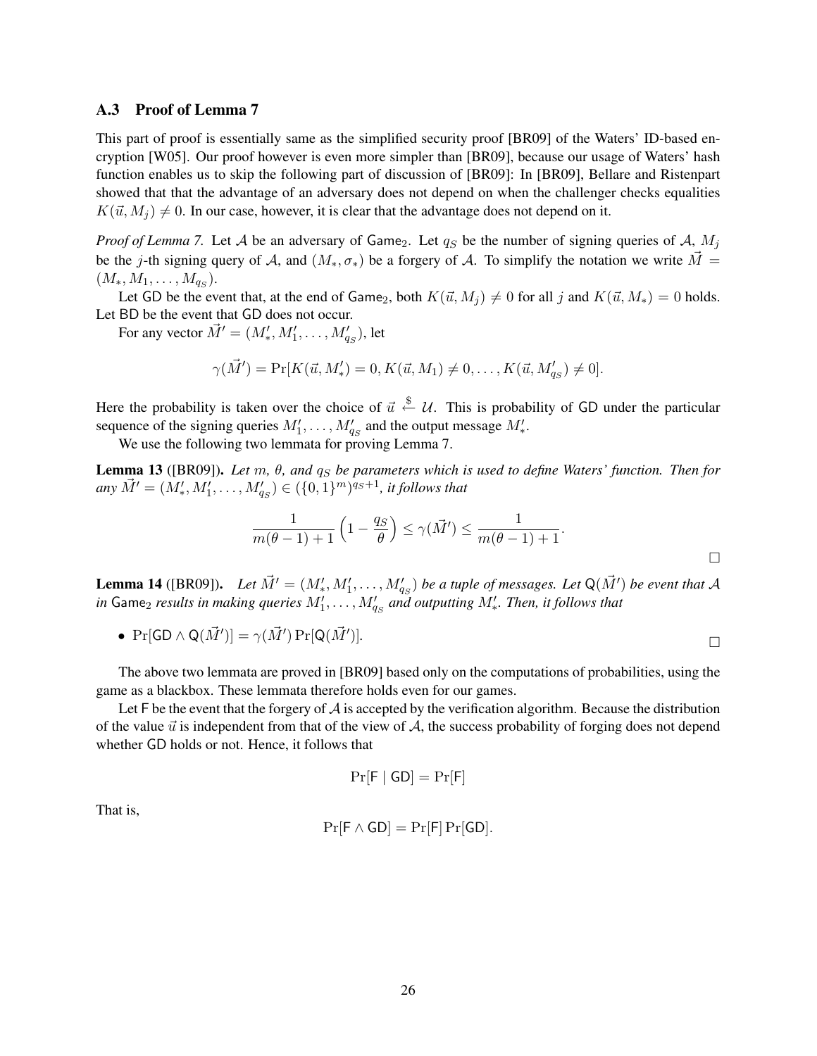### A.3 Proof of Lemma 7

This part of proof is essentially same as the simplified security proof [BR09] of the Waters' ID-based encryption [W05]. Our proof however is even more simpler than [BR09], because our usage of Waters' hash function enables us to skip the following part of discussion of [BR09]: In [BR09], Bellare and Ristenpart showed that that the advantage of an adversary does not depend on when the challenger checks equalities $K(\vec{u}, M_j) \neq 0$. In our case, however, it is clear that the advantage does not depend on it.

*Proof of Lemma 7.* Let $\mathcal{A}$ be an adversary of $\mathsf{Game}_2$. Let $q_S$ be the number of signing queries of $\mathcal{A}$, $M_j$ be the $j$-th signing query of $\mathcal{A}$, and $(M_*, \sigma_*)$ be a forgery of $\mathcal{A}$. To simplify the notation we write $\vec{M} = (M_*, M_1, \ldots, M_{q_S})$.

Let $\mathsf{GD}$ be the event that, at the end of $\mathsf{Game}_2$, both $K(\vec{u}, M_j) \neq 0$ for all $j$ and $K(\vec{u}, M_*) = 0$ holds. Let $\mathsf{BD}$ be the event that $\mathsf{GD}$ does not occur.

For any vector $\vec{M}' = (M'_*, M'_1, \ldots, M'_{q_S})$, let

$$\gamma(\vec{M}') = \Pr[K(\vec{u}, M'_*) = 0, K(\vec{u}, M_1) \neq 0, \ldots, K(\vec{u}, M'_{q_S}) \neq 0].$$

Here the probability is taken over the choice of $\vec{u} \xleftarrow{\$} \mathcal{U}$. This is probability of $\mathsf{GD}$ under the particular sequence of the signing queries $M'_1, \ldots, M'_{q_S}$ and the output message $M'_*$.

We use the following two lemmata for proving Lemma 7.

**Lemma 13** ([BR09]). *Let $m$, $\theta$, and $q_S$ be parameters which is used to define Waters' function. Then for any $\vec{M}' = (M'_*, M'_1, \ldots, M'_{q_S}) \in (\{0,1\}^m)^{q_S+1}$, it follows that*

$$\frac{1}{m(\theta - 1) + 1}\left(1 - \frac{q_S}{\theta}\right) \leq \gamma(\vec{M}') \leq \frac{1}{m(\theta - 1) + 1}.$$

□

**Lemma 14** ([BR09]). *Let $\vec{M}' = (M'_*, M'_1, \ldots, M'_{q_S})$ be a tuple of messages. Let $\mathsf{Q}(\vec{M}')$ be event that $\mathcal{A}$ in $\mathsf{Game}_2$ results in making queries $M'_1, \ldots, M'_{q_S}$ and outputting $M'_*$. Then, it follows that*

- $\Pr[\mathsf{GD} \wedge \mathsf{Q}(\vec{M}')] = \gamma(\vec{M}') \Pr[\mathsf{Q}(\vec{M}')]$.

□

The above two lemmata are proved in [BR09] based only on the computations of probabilities, using the game as a blackbox. These lemmata therefore holds even for our games.

Let $\mathsf{F}$ be the event that the forgery of $\mathcal{A}$ is accepted by the verification algorithm. Because the distribution of the value $\vec{u}$ is independent from that of the view of $\mathcal{A}$, the success probability of forging does not depend whether $\mathsf{GD}$ holds or not. Hence, it follows that

$$\Pr[\mathsf{F} \mid \mathsf{GD}] = \Pr[\mathsf{F}]$$

That is,

$$\Pr[\mathsf{F} \wedge \mathsf{GD}] = \Pr[\mathsf{F}] \Pr[\mathsf{GD}].$$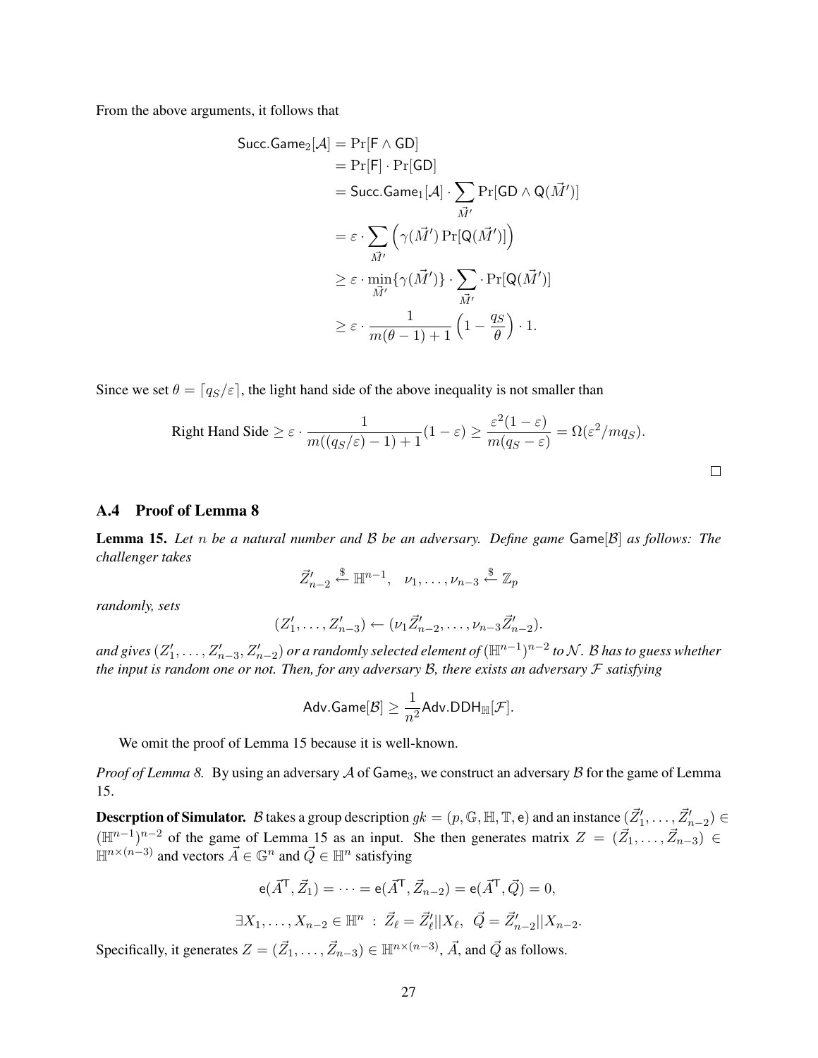From the above arguments, it follows that

$$
\begin{aligned}
\mathsf{Succ.Game}_2[\mathcal{A}] &= \Pr[\mathsf{F} \wedge \mathsf{GD}] \\
&= \Pr[\mathsf{F}] \cdot \Pr[\mathsf{GD}] \\
&= \mathsf{Succ.Game}_1[\mathcal{A}] \cdot \sum_{\vec{M}'} \Pr[\mathsf{GD} \wedge \mathsf{Q}(\vec{M}')] \\
&= \varepsilon \cdot \sum_{\vec{M}'} \left( \gamma(\vec{M}') \Pr[\mathsf{Q}(\vec{M}')] \right) \\
&\geq \varepsilon \cdot \min_{\vec{M}'} \{\gamma(\vec{M}')\} \cdot \sum_{\vec{M}'} \cdot \Pr[\mathsf{Q}(\vec{M}')] \\
&\geq \varepsilon \cdot \frac{1}{m(\theta - 1) + 1} \left(1 - \frac{q_S}{\theta}\right) \cdot 1.
\end{aligned}
$$

Since we set $\theta = \lceil q_S/\varepsilon \rceil$, the light hand side of the above inequality is not smaller than

$$
\text{Right Hand Side} \geq \varepsilon \cdot \frac{1}{m((q_S/\varepsilon) - 1) + 1}(1 - \varepsilon) \geq \frac{\varepsilon^2(1 - \varepsilon)}{m(q_S - \varepsilon)} = \Omega(\varepsilon^2/mq_S).
$$

□

## A.4 Proof of Lemma 8

**Lemma 15.** *Let $n$ be a natural number and $\mathcal{B}$ be an adversary. Define game $\mathsf{Game}[\mathcal{B}]$ as follows: The challenger takes*

$$
\vec{Z}'_{n-2} \xleftarrow{\$} \mathbb{H}^{n-1}, \quad \nu_1, \ldots, \nu_{n-3} \xleftarrow{\$} \mathbb{Z}_p
$$

*randomly, sets*

$$
(Z'_1, \ldots, Z'_{n-3}) \leftarrow (\nu_1 \vec{Z}'_{n-2}, \ldots, \nu_{n-3} \vec{Z}'_{n-2}).
$$

*and gives $(Z'_1, \ldots, Z'_{n-3}, Z'_{n-2})$ or a randomly selected element of $(\mathbb{H}^{n-1})^{n-2}$ to $\mathcal{N}$. $\mathcal{B}$ has to guess whether the input is random one or not. Then, for any adversary $\mathcal{B}$, there exists an adversary $\mathcal{F}$ satisfying*

$$
\mathsf{Adv.Game}[\mathcal{B}] \geq \frac{1}{n^2} \mathsf{Adv.DDH}_{\mathbb{H}}[\mathcal{F}].
$$

We omit the proof of Lemma 15 because it is well-known.

*Proof of Lemma 8.* By using an adversary $\mathcal{A}$ of $\mathsf{Game}_3$, we construct an adversary $\mathcal{B}$ for the game of Lemma 15.

**Descrption of Simulator.** $\mathcal{B}$ takes a group description $gk = (p, \mathbb{G}, \mathbb{H}, \mathbb{T}, \mathsf{e})$ and an instance $(\vec{Z}'_1, \ldots, \vec{Z}'_{n-2}) \in (\mathbb{H}^{n-1})^{n-2}$ of the game of Lemma 15 as an input. She then generates matrix $Z = (\vec{Z}_1, \ldots, \vec{Z}_{n-3}) \in \mathbb{H}^{n \times (n-3)}$ and vectors $\vec{A} \in \mathbb{G}^n$ and $\vec{Q} \in \mathbb{H}^n$ satisfying

$$
\mathsf{e}(\vec{A}^{\mathsf{T}}, \vec{Z}_1) = \cdots = \mathsf{e}(\vec{A}^{\mathsf{T}}, \vec{Z}_{n-2}) = \mathsf{e}(\vec{A}^{\mathsf{T}}, \vec{Q}) = 0,
$$

$$
\exists X_1, \ldots, X_{n-2} \in \mathbb{H}^n \ : \ \vec{Z}_\ell = \vec{Z}'_\ell || X_\ell, \ \ \vec{Q} = \vec{Z}'_{n-2} || X_{n-2}.
$$

Specifically, it generates $Z = (\vec{Z}_1, \ldots, \vec{Z}_{n-3}) \in \mathbb{H}^{n \times (n-3)}$, $\vec{A}$, and $\vec{Q}$ as follows.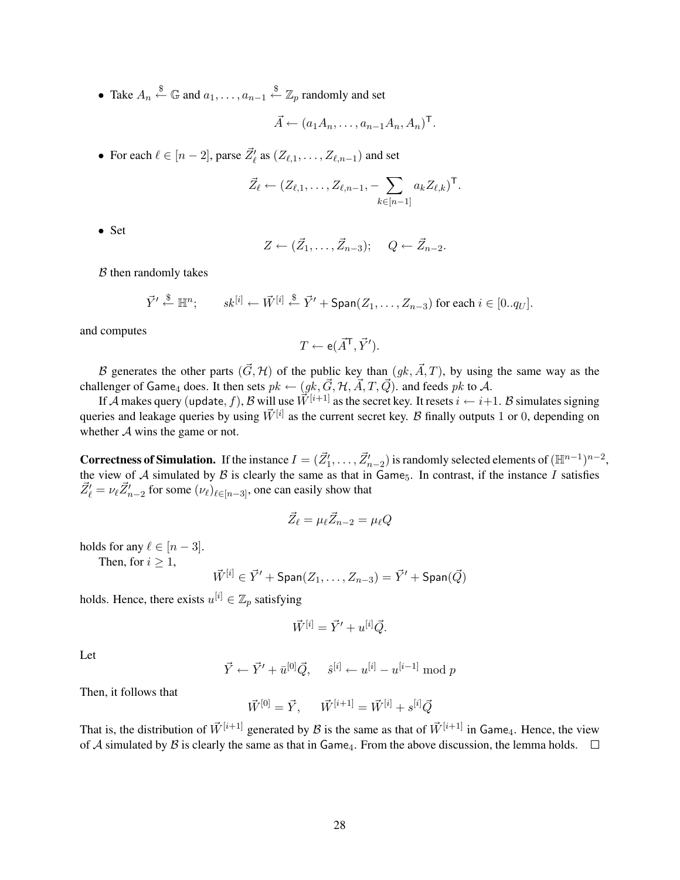- Take $A_n \xleftarrow{\$} \mathbb{G}$ and $a_1, \ldots, a_{n-1} \xleftarrow{\$} \mathbb{Z}_p$ randomly and set

$$\vec{A} \leftarrow (a_1 A_n, \ldots, a_{n-1} A_n, A_n)^{\mathsf{T}}.$$

- For each $\ell \in [n-2]$, parse $\vec{Z}'_\ell$ as $(Z_{\ell,1}, \ldots, Z_{\ell,n-1})$ and set

$$\vec{Z}_\ell \leftarrow (Z_{\ell,1}, \ldots, Z_{\ell,n-1}, -\sum_{k \in [n-1]} a_k Z_{\ell,k})^{\mathsf{T}}.$$

- Set

$$Z \leftarrow (\vec{Z}_1, \ldots, \vec{Z}_{n-3}); \quad Q \leftarrow \vec{Z}_{n-2}.$$

$\mathcal{B}$ then randomly takes

$$\vec{Y}' \xleftarrow{\$} \mathbb{H}^n; \qquad sk^{[i]} \leftarrow \vec{W}^{[i]} \xleftarrow{\$} \vec{Y}' + \mathsf{Span}(Z_1, \ldots, Z_{n-3}) \text{ for each } i \in [0..q_U].$$

and computes

$$T \leftarrow \mathsf{e}(\vec{A}^{\mathsf{T}}, \vec{Y}').$$

$\mathcal{B}$ generates the other parts $(\vec{G}, \mathcal{H})$ of the public key than $(gk, \vec{A}, T)$, by using the same way as the challenger of $\mathsf{Game}_4$ does. It then sets $pk \leftarrow (gk, \vec{G}, \mathcal{H}, \vec{A}, T, \vec{Q})$. and feeds $pk$ to $\mathcal{A}$.

If $\mathcal{A}$ makes query $(\mathsf{update}, f)$, $\mathcal{B}$ will use $\vec{W}^{[i+1]}$ as the secret key. It resets $i \leftarrow i+1$. $\mathcal{B}$ simulates signing queries and leakage queries by using $\vec{W}^{[i]}$ as the current secret key. $\mathcal{B}$ finally outputs $1$ or $0$, depending on whether $\mathcal{A}$ wins the game or not.

**Correctness of Simulation.** If the instance $I = (\vec{Z}'_1, \ldots, \vec{Z}'_{n-2})$ is randomly selected elements of $(\mathbb{H}^{n-1})^{n-2}$, the view of $\mathcal{A}$ simulated by $\mathcal{B}$ is clearly the same as that in $\mathsf{Game}_5$. In contrast, if the instance $I$ satisfies $\vec{Z}'_\ell = \nu_\ell \vec{Z}'_{n-2}$ for some $(\nu_\ell)_{\ell \in [n-3]}$, one can easily show that

$$\vec{Z}_\ell = \mu_\ell \vec{Z}_{n-2} = \mu_\ell Q$$

holds for any $\ell \in [n-3]$.

Then, for $i \geq 1$,

$$\vec{W}^{[i]} \in \vec{Y}' + \mathsf{Span}(Z_1, \ldots, Z_{n-3}) = \vec{Y}' + \mathsf{Span}(\vec{Q})$$

holds. Hence, there exists $u^{[i]} \in \mathbb{Z}_p$ satisfying

$$\vec{W}^{[i]} = \vec{Y}' + u^{[i]} \vec{Q}.$$

Let

$$\vec{Y} \leftarrow \vec{Y}' + \bar{u}^{[0]} \vec{Q}, \quad \hat{s}^{[i]} \leftarrow u^{[i]} - u^{[i-1]} \bmod p$$

Then, it follows that

$$\vec{W}^{[0]} = \vec{Y}, \quad \vec{W}^{[i+1]} = \vec{W}^{[i]} + s^{[i]} \vec{Q}$$

That is, the distribution of $\vec{W}^{[i+1]}$ generated by $\mathcal{B}$ is the same as that of $\vec{W}^{[i+1]}$ in $\mathsf{Game}_4$. Hence, the view of $\mathcal{A}$ simulated by $\mathcal{B}$ is clearly the same as that in $\mathsf{Game}_4$. From the above discussion, the lemma holds. $\square$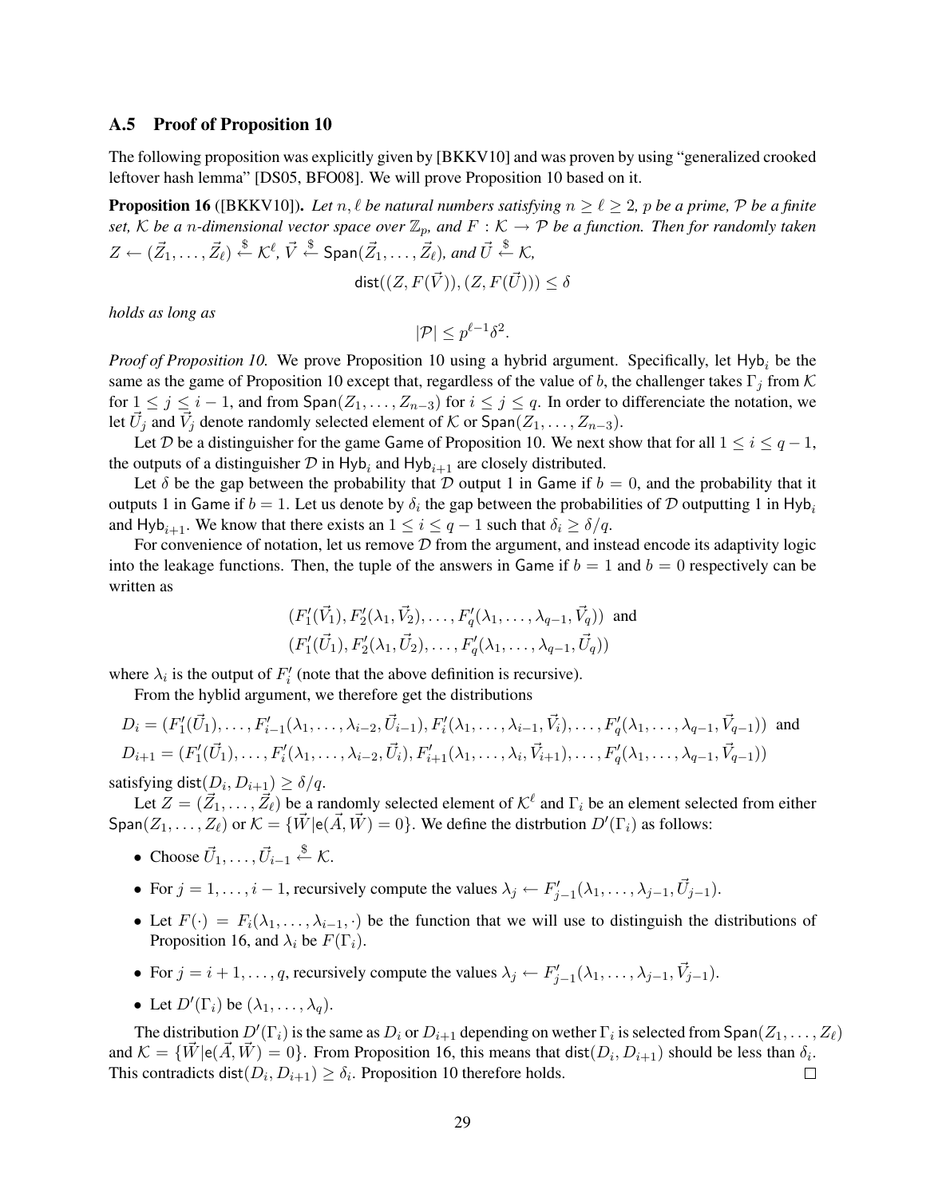### A.5 Proof of Proposition 10

The following proposition was explicitly given by [BKKV10] and was proven by using "generalized crooked leftover hash lemma" [DS05, BFO08]. We will prove Proposition 10 based on it.

**Proposition 16** ([BKKV10]). *Let $n, \ell$ be natural numbers satisfying $n \geq \ell \geq 2$, $p$ be a prime, $\mathcal{P}$ be a finite set, $\mathcal{K}$ be a $n$-dimensional vector space over $\mathbb{Z}_p$, and $F : \mathcal{K} \to \mathcal{P}$ be a function. Then for randomly taken $Z \leftarrow (\vec{Z}_1, \ldots, \vec{Z}_\ell) \xleftarrow{\$} \mathcal{K}^\ell$, $\vec{V} \xleftarrow{\$} \mathsf{Span}(\vec{Z}_1, \ldots, \vec{Z}_\ell)$, and $\vec{U} \xleftarrow{\$} \mathcal{K}$,*

$$\mathsf{dist}((Z, F(\vec{V})), (Z, F(\vec{U}))) \leq \delta$$

*holds as long as*

$$|\mathcal{P}| \leq p^{\ell-1}\delta^2.$$

*Proof of Proposition 10.* We prove Proposition 10 using a hybrid argument. Specifically, let $\mathsf{Hyb}_i$ be the same as the game of Proposition 10 except that, regardless of the value of $b$, the challenger takes $\Gamma_j$ from $\mathcal{K}$ for $1 \leq j \leq i-1$, and from $\mathsf{Span}(Z_1, \ldots, Z_{n-3})$ for $i \leq j \leq q$. In order to differenciate the notation, we let $\vec{U}_j$ and $\vec{V}_j$ denote randomly selected element of $\mathcal{K}$ or $\mathsf{Span}(Z_1, \ldots, Z_{n-3})$.

Let $\mathcal{D}$ be a distinguisher for the game $\mathsf{Game}$ of Proposition 10. We next show that for all $1 \leq i \leq q-1$, the outputs of a distinguisher $\mathcal{D}$ in $\mathsf{Hyb}_i$ and $\mathsf{Hyb}_{i+1}$ are closely distributed.

Let $\delta$ be the gap between the probability that $\mathcal{D}$ output 1 in $\mathsf{Game}$ if $b = 0$, and the probability that it outputs 1 in $\mathsf{Game}$ if $b = 1$. Let us denote by $\delta_i$ the gap between the probabilities of $\mathcal{D}$ outputting 1 in $\mathsf{Hyb}_i$ and $\mathsf{Hyb}_{i+1}$. We know that there exists an $1 \leq i \leq q-1$ such that $\delta_i \geq \delta/q$.

For convenience of notation, let us remove $\mathcal{D}$ from the argument, and instead encode its adaptivity logic into the leakage functions. Then, the tuple of the answers in $\mathsf{Game}$ if $b = 1$ and $b = 0$ respectively can be written as

$$(F'_1(\vec{V}_1), F'_2(\lambda_1, \vec{V}_2), \ldots, F'_q(\lambda_1, \ldots, \lambda_{q-1}, \vec{V}_q)) \text{ and}$$
$$(F'_1(\vec{U}_1), F'_2(\lambda_1, \vec{U}_2), \ldots, F'_q(\lambda_1, \ldots, \lambda_{q-1}, \vec{U}_q))$$

where $\lambda_i$ is the output of $F'_i$ (note that the above definition is recursive).

From the hyblid argument, we therefore get the distributions

$$D_i = (F'_1(\vec{U}_1), \ldots, F'_{i-1}(\lambda_1, \ldots, \lambda_{i-2}, \vec{U}_{i-1}), F'_i(\lambda_1, \ldots, \lambda_{i-1}, \vec{V}_i), \ldots, F'_q(\lambda_1, \ldots, \lambda_{q-1}, \vec{V}_{q-1})) \text{ and}$$
$$D_{i+1} = (F'_1(\vec{U}_1), \ldots, F'_i(\lambda_1, \ldots, \lambda_{i-2}, \vec{U}_i), F'_{i+1}(\lambda_1, \ldots, \lambda_i, \vec{V}_{i+1}), \ldots, F'_q(\lambda_1, \ldots, \lambda_{q-1}, \vec{V}_{q-1}))$$

satisfying $\mathsf{dist}(D_i, D_{i+1}) \geq \delta/q$.

Let $Z = (\vec{Z}_1, \ldots, \vec{Z}_\ell)$ be a randomly selected element of $\mathcal{K}^\ell$ and $\Gamma_i$ be an element selected from either $\mathsf{Span}(Z_1, \ldots, Z_\ell)$ or $\mathcal{K} = \{\vec{W} | \mathsf{e}(\vec{A}, \vec{W}) = 0\}$. We define the distrbution $D'(\Gamma_i)$ as follows:

- Choose $\vec{U}_1, \ldots, \vec{U}_{i-1} \xleftarrow{\$} \mathcal{K}$.
- For $j = 1, \ldots, i-1$, recursively compute the values $\lambda_j \leftarrow F'_{j-1}(\lambda_1, \ldots, \lambda_{j-1}, \vec{U}_{j-1})$.
- Let $F(\cdot) = F_i(\lambda_1, \ldots, \lambda_{i-1}, \cdot)$ be the function that we will use to distinguish the distributions of Proposition 16, and $\lambda_i$ be $F(\Gamma_i)$.
- For $j = i+1, \ldots, q$, recursively compute the values $\lambda_j \leftarrow F'_{j-1}(\lambda_1, \ldots, \lambda_{j-1}, \vec{V}_{j-1})$.
- Let $D'(\Gamma_i)$ be $(\lambda_1, \ldots, \lambda_q)$.

The distribution $D'(\Gamma_i)$ is the same as $D_i$ or $D_{i+1}$ depending on wether $\Gamma_i$ is selected from $\mathsf{Span}(Z_1, \ldots, Z_\ell)$ and $\mathcal{K} = \{\vec{W} | \mathsf{e}(\vec{A}, \vec{W}) = 0\}$. From Proposition 16, this means that $\mathsf{dist}(D_i, D_{i+1})$ should be less than $\delta_i$. This contradicts $\mathsf{dist}(D_i, D_{i+1}) \geq \delta_i$. Proposition 10 therefore holds. $\square$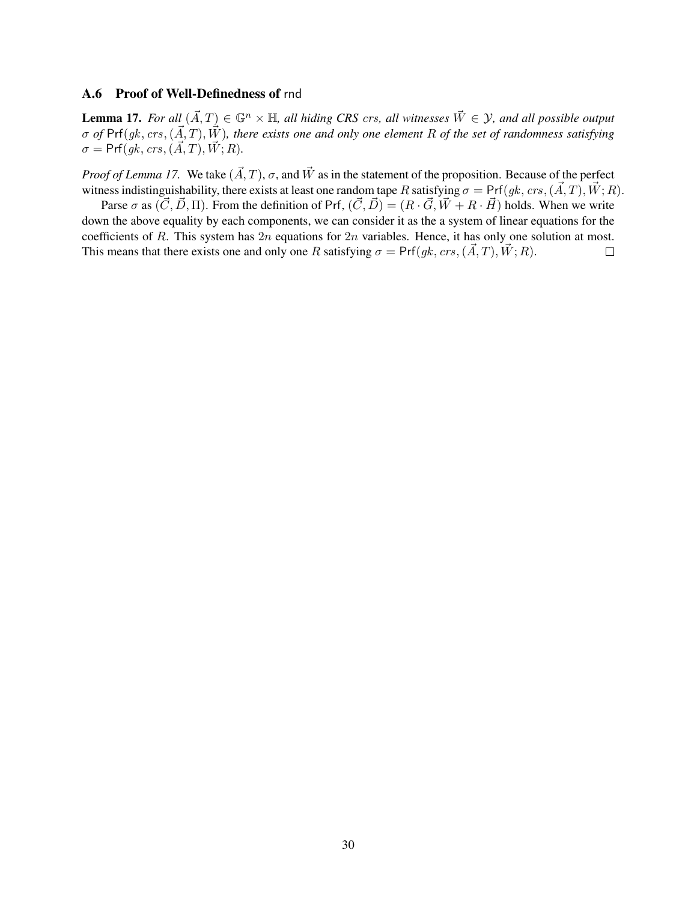### A.6 Proof of Well-Definedness of rnd

**Lemma 17.** *For all $(\vec{A}, T) \in \mathbb{G}^n \times \mathbb{H}$, all hiding CRS $crs$, all witnesses $\vec{W} \in \mathcal{Y}$, and all possible output $\sigma$ of $\mathsf{Prf}(gk, crs, (\vec{A}, T), \vec{W})$, there exists one and only one element $R$ of the set of randomness satisfying $\sigma = \mathsf{Prf}(gk, crs, (\vec{A}, T), \vec{W}; R)$.*

*Proof of Lemma 17.* We take $(\vec{A}, T)$, $\sigma$, and $\vec{W}$ as in the statement of the proposition. Because of the perfect witness indistinguishability, there exists at least one random tape $R$ satisfying $\sigma = \mathsf{Prf}(gk, crs, (\vec{A}, T), \vec{W}; R)$.

Parse $\sigma$ as $(\vec{C}, \vec{D}, \Pi)$. From the definition of $\mathsf{Prf}$, $(\vec{C}, \vec{D}) = (R \cdot \vec{G}, \vec{W} + R \cdot \vec{H})$ holds. When we write down the above equality by each components, we can consider it as the a system of linear equations for the coefficients of $R$. This system has $2n$ equations for $2n$ variables. Hence, it has only one solution at most. This means that there exists one and only one $R$ satisfying $\sigma = \mathsf{Prf}(gk, crs, (\vec{A}, T), \vec{W}; R)$. $\square$